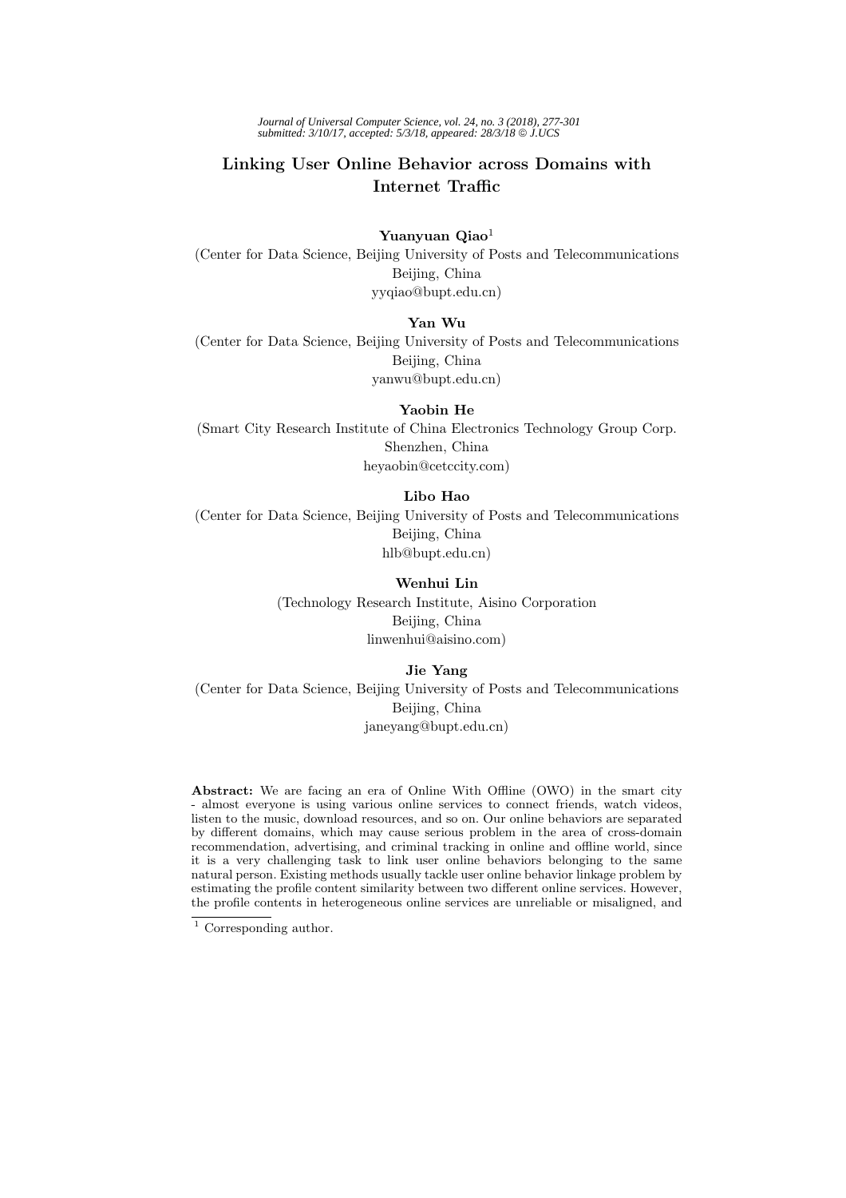*Journal of Universal Computer Science, vol. 24, no. 3 (2018), 277-301*
*submitted: 3/10/17, accepted: 5/3/18, appeared: 28/3/18 © J.UCS*

# Linking User Online Behavior across Domains with Internet Traffic

**Yuanyuan Qiao**[1]
(Center for Data Science, Beijing University of Posts and Telecommunications
Beijing, China
yyqiao@bupt.edu.cn)

**Yan Wu**
(Center for Data Science, Beijing University of Posts and Telecommunications
Beijing, China
yanwu@bupt.edu.cn)

**Yaobin He**
(Smart City Research Institute of China Electronics Technology Group Corp.
Shenzhen, China
heyaobin@cetccity.com)

**Libo Hao**
(Center for Data Science, Beijing University of Posts and Telecommunications
Beijing, China
hlb@bupt.edu.cn)

**Wenhui Lin**
(Technology Research Institute, Aisino Corporation
Beijing, China
linwenhui@aisino.com)

**Jie Yang**
(Center for Data Science, Beijing University of Posts and Telecommunications
Beijing, China
janeyang@bupt.edu.cn)

**Abstract:** We are facing an era of Online With Offline (OWO) in the smart city - almost everyone is using various online services to connect friends, watch videos, listen to the music, download resources, and so on. Our online behaviors are separated by different domains, which may cause serious problem in the area of cross-domain recommendation, advertising, and criminal tracking in online and offline world, since it is a very challenging task to link user online behaviors belonging to the same natural person. Existing methods usually tackle user online behavior linkage problem by estimating the profile content similarity between two different online services. However, the profile contents in heterogeneous online services are unreliable or misaligned, and

[1] Corresponding author.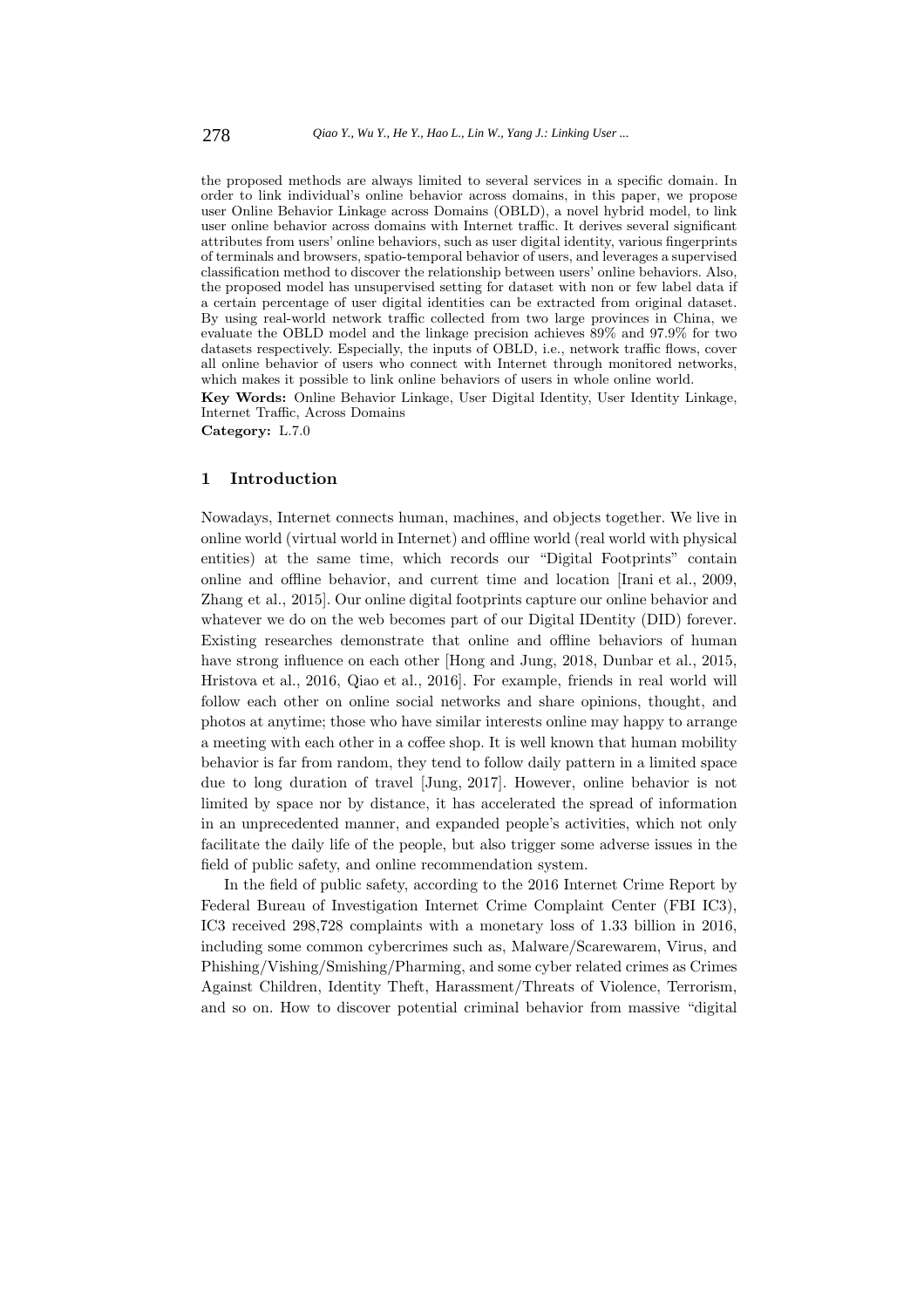the proposed methods are always limited to several services in a specific domain. In order to link individual's online behavior across domains, in this paper, we propose user Online Behavior Linkage across Domains (OBLD), a novel hybrid model, to link user online behavior across domains with Internet traffic. It derives several significant attributes from users' online behaviors, such as user digital identity, various fingerprints of terminals and browsers, spatio-temporal behavior of users, and leverages a supervised classification method to discover the relationship between users' online behaviors. Also, the proposed model has unsupervised setting for dataset with non or few label data if a certain percentage of user digital identities can be extracted from original dataset. By using real-world network traffic collected from two large provinces in China, we evaluate the OBLD model and the linkage precision achieves 89% and 97.9% for two datasets respectively. Especially, the inputs of OBLD, i.e., network traffic flows, cover all online behavior of users who connect with Internet through monitored networks, which makes it possible to link online behaviors of users in whole online world.

**Key Words:** Online Behavior Linkage, User Digital Identity, User Identity Linkage, Internet Traffic, Across Domains

**Category:** L.7.0

## 1 Introduction

Nowadays, Internet connects human, machines, and objects together. We live in online world (virtual world in Internet) and offline world (real world with physical entities) at the same time, which records our "Digital Footprints" contain online and offline behavior, and current time and location [Irani et al., 2009, Zhang et al., 2015]. Our online digital footprints capture our online behavior and whatever we do on the web becomes part of our Digital IDentity (DID) forever. Existing researches demonstrate that online and offline behaviors of human have strong influence on each other [Hong and Jung, 2018, Dunbar et al., 2015, Hristova et al., 2016, Qiao et al., 2016]. For example, friends in real world will follow each other on online social networks and share opinions, thought, and photos at anytime; those who have similar interests online may happy to arrange a meeting with each other in a coffee shop. It is well known that human mobility behavior is far from random, they tend to follow daily pattern in a limited space due to long duration of travel [Jung, 2017]. However, online behavior is not limited by space nor by distance, it has accelerated the spread of information in an unprecedented manner, and expanded people's activities, which not only facilitate the daily life of the people, but also trigger some adverse issues in the field of public safety, and online recommendation system.

In the field of public safety, according to the 2016 Internet Crime Report by Federal Bureau of Investigation Internet Crime Complaint Center (FBI IC3), IC3 received 298,728 complaints with a monetary loss of 1.33 billion in 2016, including some common cybercrimes such as, Malware/Scarewarem, Virus, and Phishing/Vishing/Smishing/Pharming, and some cyber related crimes as Crimes Against Children, Identity Theft, Harassment/Threats of Violence, Terrorism, and so on. How to discover potential criminal behavior from massive "digital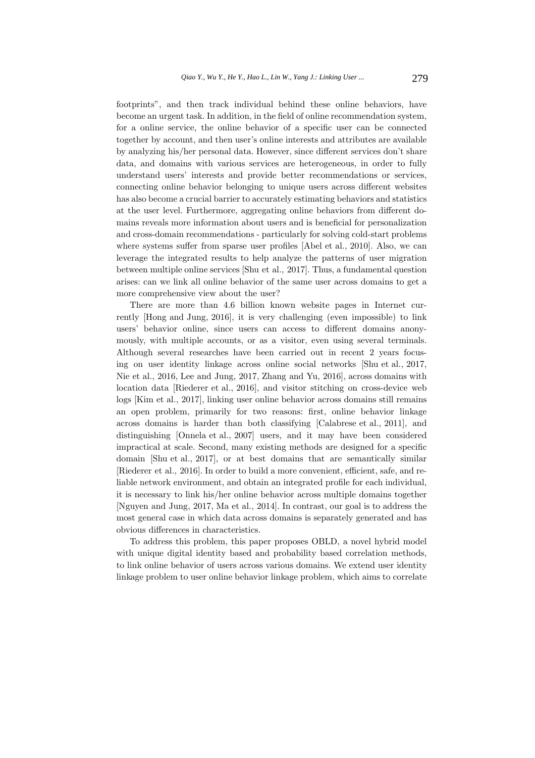footprints", and then track individual behind these online behaviors, have become an urgent task. In addition, in the field of online recommendation system, for a online service, the online behavior of a specific user can be connected together by account, and then user's online interests and attributes are available by analyzing his/her personal data. However, since different services don't share data, and domains with various services are heterogeneous, in order to fully understand users' interests and provide better recommendations or services, connecting online behavior belonging to unique users across different websites has also become a crucial barrier to accurately estimating behaviors and statistics at the user level. Furthermore, aggregating online behaviors from different domains reveals more information about users and is beneficial for personalization and cross-domain recommendations - particularly for solving cold-start problems where systems suffer from sparse user profiles [Abel et al., 2010]. Also, we can leverage the integrated results to help analyze the patterns of user migration between multiple online services [Shu et al., 2017]. Thus, a fundamental question arises: can we link all online behavior of the same user across domains to get a more comprehensive view about the user?

There are more than 4.6 billion known website pages in Internet currently [Hong and Jung, 2016], it is very challenging (even impossible) to link users' behavior online, since users can access to different domains anonymously, with multiple accounts, or as a visitor, even using several terminals. Although several researches have been carried out in recent 2 years focusing on user identity linkage across online social networks [Shu et al., 2017, Nie et al., 2016, Lee and Jung, 2017, Zhang and Yu, 2016], across domains with location data [Riederer et al., 2016], and visitor stitching on cross-device web logs [Kim et al., 2017], linking user online behavior across domains still remains an open problem, primarily for two reasons: first, online behavior linkage across domains is harder than both classifying [Calabrese et al., 2011], and distinguishing [Onnela et al., 2007] users, and it may have been considered impractical at scale. Second, many existing methods are designed for a specific domain [Shu et al., 2017], or at best domains that are semantically similar [Riederer et al., 2016]. In order to build a more convenient, efficient, safe, and reliable network environment, and obtain an integrated profile for each individual, it is necessary to link his/her online behavior across multiple domains together [Nguyen and Jung, 2017, Ma et al., 2014]. In contrast, our goal is to address the most general case in which data across domains is separately generated and has obvious differences in characteristics.

To address this problem, this paper proposes OBLD, a novel hybrid model with unique digital identity based and probability based correlation methods, to link online behavior of users across various domains. We extend user identity linkage problem to user online behavior linkage problem, which aims to correlate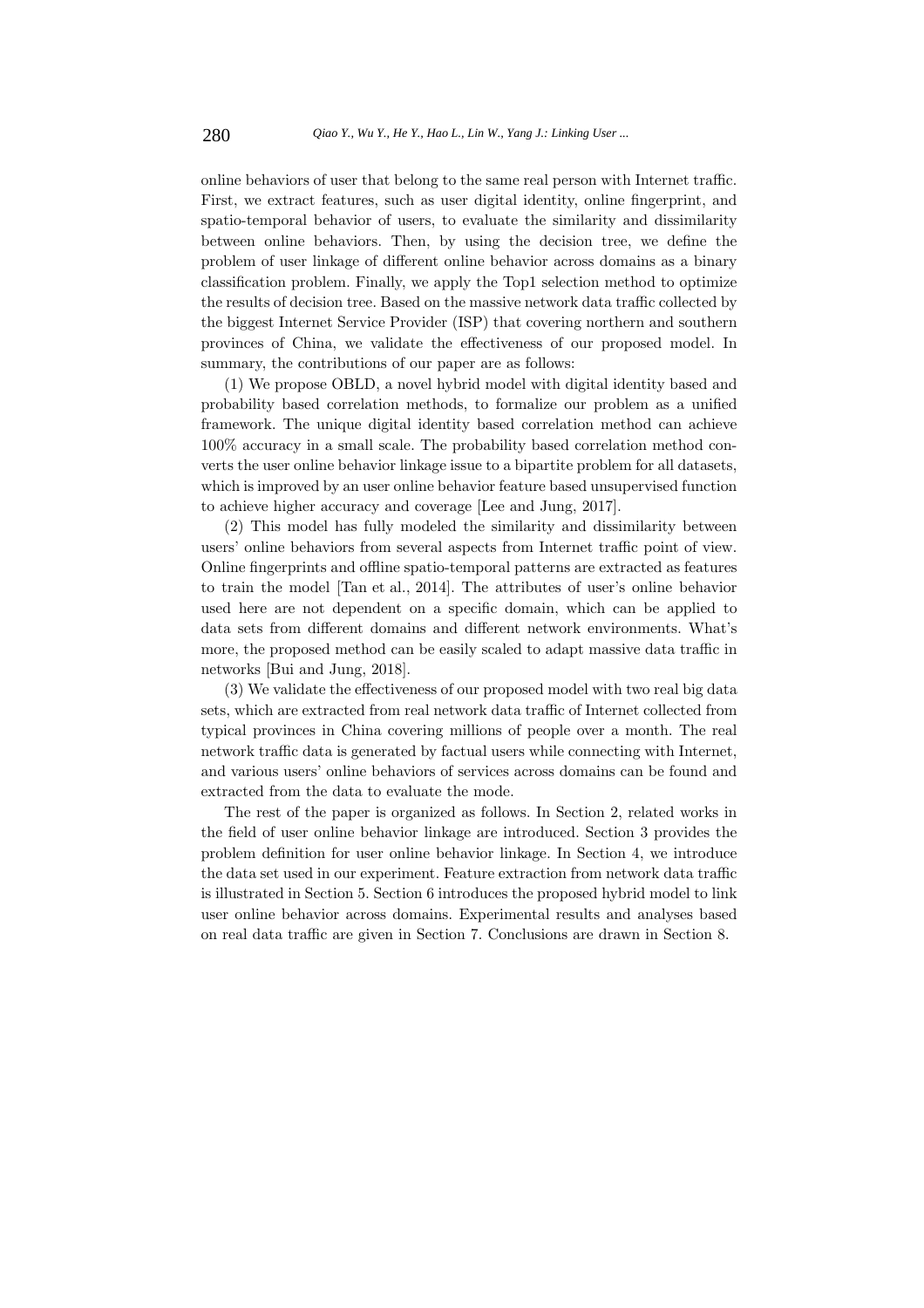online behaviors of user that belong to the same real person with Internet traffic. First, we extract features, such as user digital identity, online fingerprint, and spatio-temporal behavior of users, to evaluate the similarity and dissimilarity between online behaviors. Then, by using the decision tree, we define the problem of user linkage of different online behavior across domains as a binary classification problem. Finally, we apply the Top1 selection method to optimize the results of decision tree. Based on the massive network data traffic collected by the biggest Internet Service Provider (ISP) that covering northern and southern provinces of China, we validate the effectiveness of our proposed model. In summary, the contributions of our paper are as follows:

(1) We propose OBLD, a novel hybrid model with digital identity based and probability based correlation methods, to formalize our problem as a unified framework. The unique digital identity based correlation method can achieve 100% accuracy in a small scale. The probability based correlation method converts the user online behavior linkage issue to a bipartite problem for all datasets, which is improved by an user online behavior feature based unsupervised function to achieve higher accuracy and coverage [Lee and Jung, 2017].

(2) This model has fully modeled the similarity and dissimilarity between users' online behaviors from several aspects from Internet traffic point of view. Online fingerprints and offline spatio-temporal patterns are extracted as features to train the model [Tan et al., 2014]. The attributes of user's online behavior used here are not dependent on a specific domain, which can be applied to data sets from different domains and different network environments. What's more, the proposed method can be easily scaled to adapt massive data traffic in networks [Bui and Jung, 2018].

(3) We validate the effectiveness of our proposed model with two real big data sets, which are extracted from real network data traffic of Internet collected from typical provinces in China covering millions of people over a month. The real network traffic data is generated by factual users while connecting with Internet, and various users' online behaviors of services across domains can be found and extracted from the data to evaluate the mode.

The rest of the paper is organized as follows. In Section 2, related works in the field of user online behavior linkage are introduced. Section 3 provides the problem definition for user online behavior linkage. In Section 4, we introduce the data set used in our experiment. Feature extraction from network data traffic is illustrated in Section 5. Section 6 introduces the proposed hybrid model to link user online behavior across domains. Experimental results and analyses based on real data traffic are given in Section 7. Conclusions are drawn in Section 8.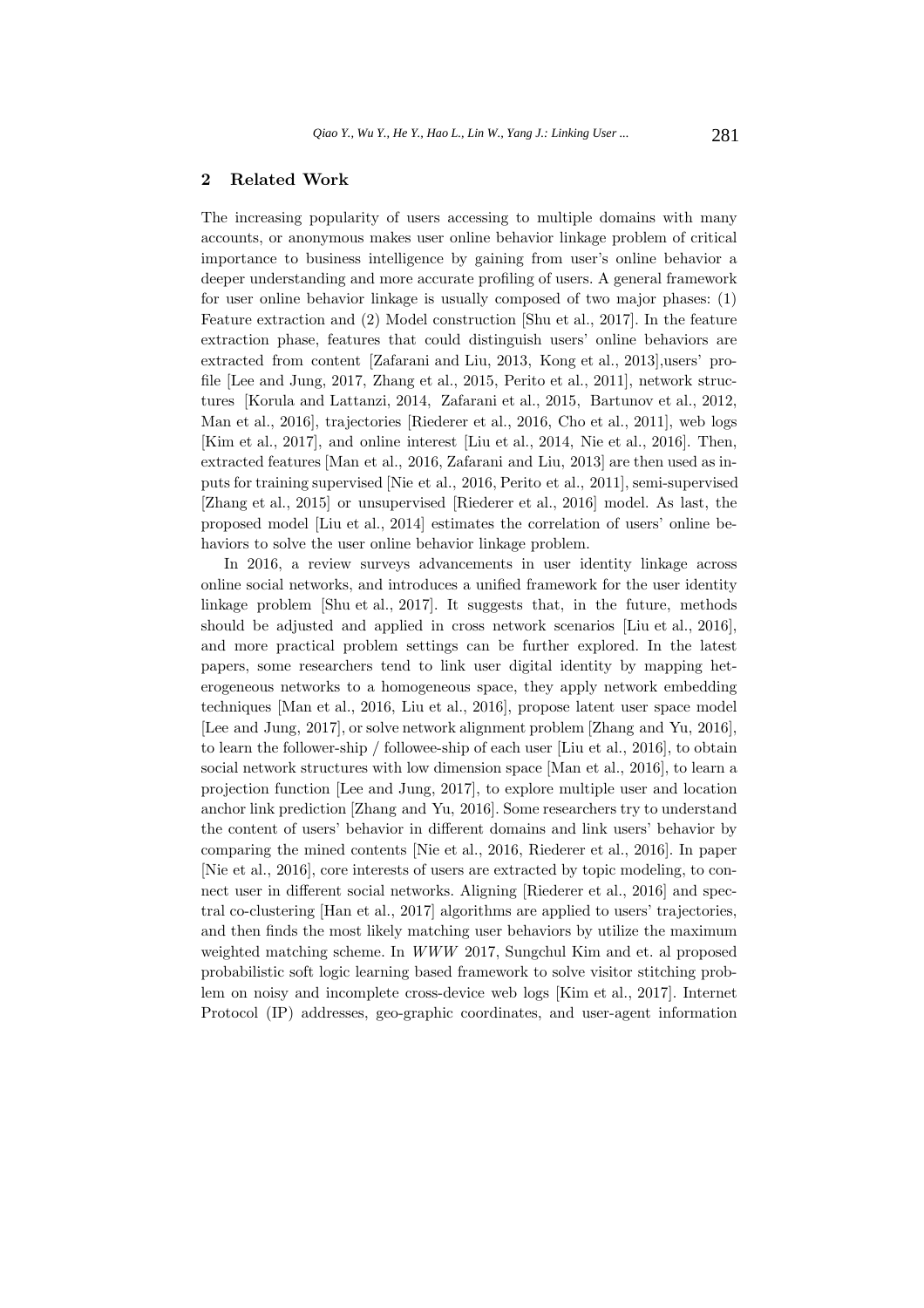## 2 Related Work

The increasing popularity of users accessing to multiple domains with many accounts, or anonymous makes user online behavior linkage problem of critical importance to business intelligence by gaining from user's online behavior a deeper understanding and more accurate profiling of users. A general framework for user online behavior linkage is usually composed of two major phases: (1) Feature extraction and (2) Model construction [Shu et al., 2017]. In the feature extraction phase, features that could distinguish users' online behaviors are extracted from content [Zafarani and Liu, 2013, Kong et al., 2013],users' profile [Lee and Jung, 2017, Zhang et al., 2015, Perito et al., 2011], network structures [Korula and Lattanzi, 2014, Zafarani et al., 2015, Bartunov et al., 2012, Man et al., 2016], trajectories [Riederer et al., 2016, Cho et al., 2011], web logs [Kim et al., 2017], and online interest [Liu et al., 2014, Nie et al., 2016]. Then, extracted features [Man et al., 2016, Zafarani and Liu, 2013] are then used as inputs for training supervised [Nie et al., 2016, Perito et al., 2011], semi-supervised [Zhang et al., 2015] or unsupervised [Riederer et al., 2016] model. As last, the proposed model [Liu et al., 2014] estimates the correlation of users' online behaviors to solve the user online behavior linkage problem.

In 2016, a review surveys advancements in user identity linkage across online social networks, and introduces a unified framework for the user identity linkage problem [Shu et al., 2017]. It suggests that, in the future, methods should be adjusted and applied in cross network scenarios [Liu et al., 2016], and more practical problem settings can be further explored. In the latest papers, some researchers tend to link user digital identity by mapping heterogeneous networks to a homogeneous space, they apply network embedding techniques [Man et al., 2016, Liu et al., 2016], propose latent user space model [Lee and Jung, 2017], or solve network alignment problem [Zhang and Yu, 2016], to learn the follower-ship / followee-ship of each user [Liu et al., 2016], to obtain social network structures with low dimension space [Man et al., 2016], to learn a projection function [Lee and Jung, 2017], to explore multiple user and location anchor link prediction [Zhang and Yu, 2016]. Some researchers try to understand the content of users' behavior in different domains and link users' behavior by comparing the mined contents [Nie et al., 2016, Riederer et al., 2016]. In paper [Nie et al., 2016], core interests of users are extracted by topic modeling, to connect user in different social networks. Aligning [Riederer et al., 2016] and spectral co-clustering [Han et al., 2017] algorithms are applied to users' trajectories, and then finds the most likely matching user behaviors by utilize the maximum weighted matching scheme. In *WWW* 2017, Sungchul Kim and et. al proposed probabilistic soft logic learning based framework to solve visitor stitching problem on noisy and incomplete cross-device web logs [Kim et al., 2017]. Internet Protocol (IP) addresses, geo-graphic coordinates, and user-agent information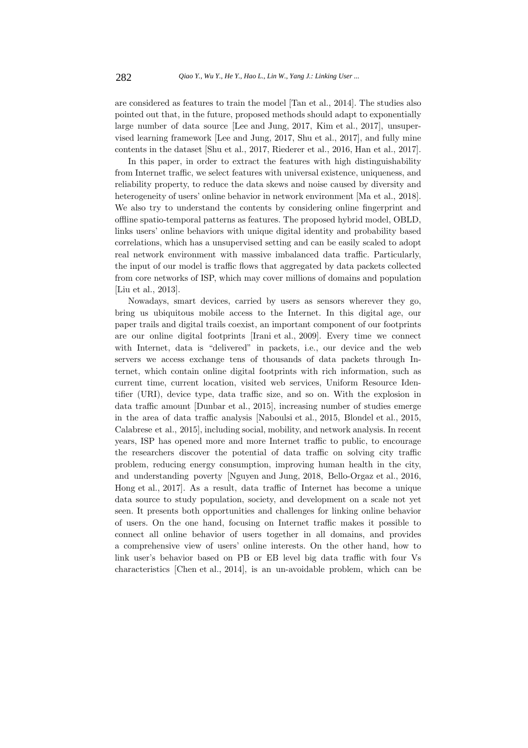are considered as features to train the model [Tan et al., 2014]. The studies also pointed out that, in the future, proposed methods should adapt to exponentially large number of data source [Lee and Jung, 2017, Kim et al., 2017], unsupervised learning framework [Lee and Jung, 2017, Shu et al., 2017], and fully mine contents in the dataset [Shu et al., 2017, Riederer et al., 2016, Han et al., 2017].

In this paper, in order to extract the features with high distinguishability from Internet traffic, we select features with universal existence, uniqueness, and reliability property, to reduce the data skews and noise caused by diversity and heterogeneity of users' online behavior in network environment [Ma et al., 2018]. We also try to understand the contents by considering online fingerprint and offline spatio-temporal patterns as features. The proposed hybrid model, OBLD, links users' online behaviors with unique digital identity and probability based correlations, which has a unsupervised setting and can be easily scaled to adopt real network environment with massive imbalanced data traffic. Particularly, the input of our model is traffic flows that aggregated by data packets collected from core networks of ISP, which may cover millions of domains and population [Liu et al., 2013].

Nowadays, smart devices, carried by users as sensors wherever they go, bring us ubiquitous mobile access to the Internet. In this digital age, our paper trails and digital trails coexist, an important component of our footprints are our online digital footprints [Irani et al., 2009]. Every time we connect with Internet, data is "delivered" in packets, i.e., our device and the web servers we access exchange tens of thousands of data packets through Internet, which contain online digital footprints with rich information, such as current time, current location, visited web services, Uniform Resource Identifier (URI), device type, data traffic size, and so on. With the explosion in data traffic amount [Dunbar et al., 2015], increasing number of studies emerge in the area of data traffic analysis [Naboulsi et al., 2015, Blondel et al., 2015, Calabrese et al., 2015], including social, mobility, and network analysis. In recent years, ISP has opened more and more Internet traffic to public, to encourage the researchers discover the potential of data traffic on solving city traffic problem, reducing energy consumption, improving human health in the city, and understanding poverty [Nguyen and Jung, 2018, Bello-Orgaz et al., 2016, Hong et al., 2017]. As a result, data traffic of Internet has become a unique data source to study population, society, and development on a scale not yet seen. It presents both opportunities and challenges for linking online behavior of users. On the one hand, focusing on Internet traffic makes it possible to connect all online behavior of users together in all domains, and provides a comprehensive view of users' online interests. On the other hand, how to link user's behavior based on PB or EB level big data traffic with four Vs characteristics [Chen et al., 2014], is an un-avoidable problem, which can be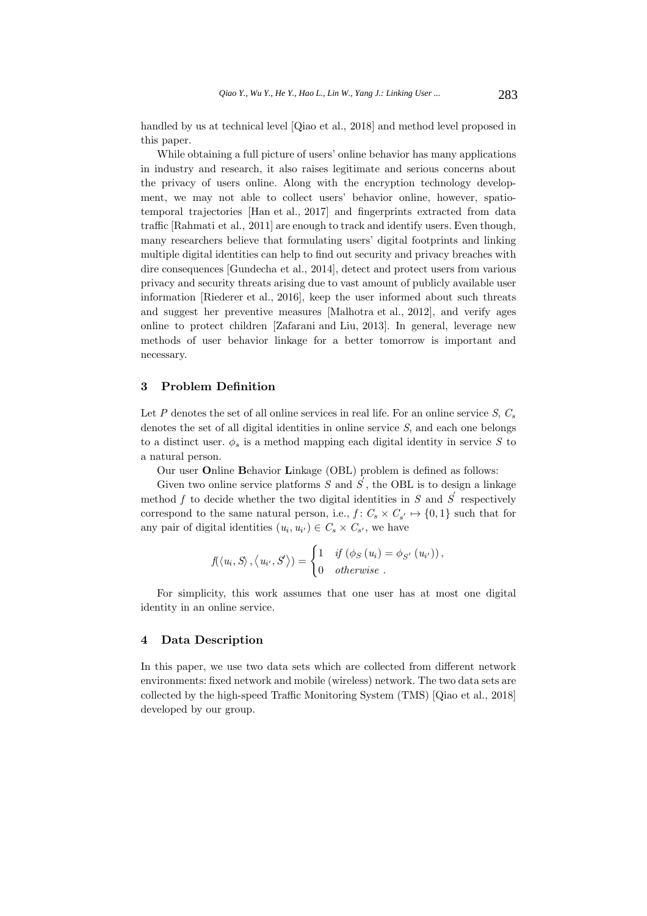handled by us at technical level [Qiao et al., 2018] and method level proposed in this paper.

While obtaining a full picture of users' online behavior has many applications in industry and research, it also raises legitimate and serious concerns about the privacy of users online. Along with the encryption technology development, we may not able to collect users' behavior online, however, spatio-temporal trajectories [Han et al., 2017] and fingerprints extracted from data traffic [Rahmati et al., 2011] are enough to track and identify users. Even though, many researchers believe that formulating users' digital footprints and linking multiple digital identities can help to find out security and privacy breaches with dire consequences [Gundecha et al., 2014], detect and protect users from various privacy and security threats arising due to vast amount of publicly available user information [Riederer et al., 2016], keep the user informed about such threats and suggest her preventive measures [Malhotra et al., 2012], and verify ages online to protect children [Zafarani and Liu, 2013]. In general, leverage new methods of user behavior linkage for a better tomorrow is important and necessary.

## 3 Problem Definition

Let $P$ denotes the set of all online services in real life. For an online service $S$, $C_s$ denotes the set of all digital identities in online service $S$, and each one belongs to a distinct user. $\phi_s$ is a method mapping each digital identity in service $S$ to a natural person.

Our user **O**nline **B**ehavior **L**inkage (OBL) problem is defined as follows:

Given two online service platforms $S$ and $S^{'}$, the OBL is to design a linkage method $f$ to decide whether the two digital identities in $S$ and $S^{'}$ respectively correspond to the same natural person, i.e., $f\colon C_s \times C_{s'} \mapsto \{0,1\}$ such that for any pair of digital identities $(u_i, u_{i'}) \in C_s \times C_{s'}$, we have

$$f(\langle u_i, S\rangle, \langle u_{i'}, S'\rangle) = \begin{cases} 1 & if\ (\phi_S(u_i) = \phi_{S'}(u_{i'})), \\ 0 & otherwise\ . \end{cases}$$

For simplicity, this work assumes that one user has at most one digital identity in an online service.

## 4 Data Description

In this paper, we use two data sets which are collected from different network environments: fixed network and mobile (wireless) network. The two data sets are collected by the high-speed Traffic Monitoring System (TMS) [Qiao et al., 2018] developed by our group.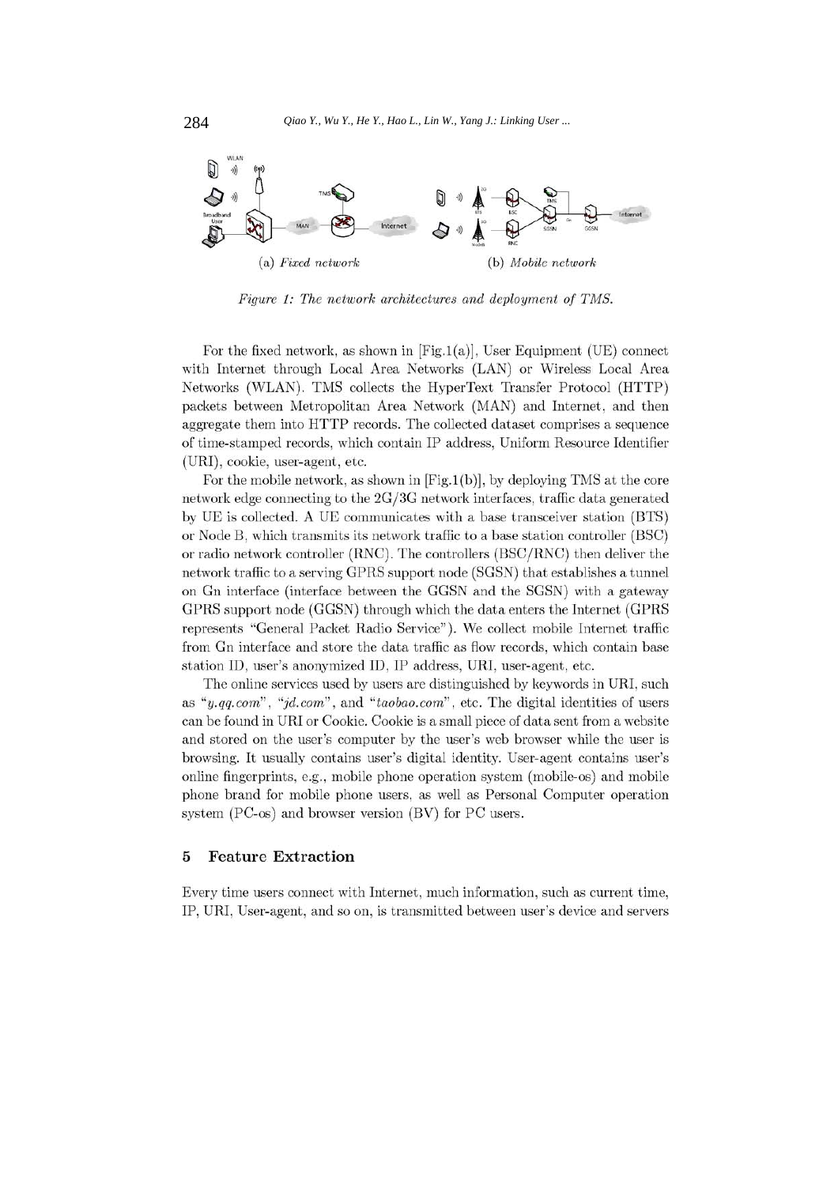(a) *Fixed network* (b) *Mobile network*

*Figure 1: The network architectures and deployment of TMS.*

For the fixed network, as shown in [Fig.1(a)], User Equipment (UE) connect with Internet through Local Area Networks (LAN) or Wireless Local Area Networks (WLAN). TMS collects the HyperText Transfer Protocol (HTTP) packets between Metropolitan Area Network (MAN) and Internet, and then aggregate them into HTTP records. The collected dataset comprises a sequence of time-stamped records, which contain IP address, Uniform Resource Identifier (URI), cookie, user-agent, etc.

For the mobile network, as shown in [Fig.1(b)], by deploying TMS at the core network edge connecting to the 2G/3G network interfaces, traffic data generated by UE is collected. A UE communicates with a base transceiver station (BTS) or Node B, which transmits its network traffic to a base station controller (BSC) or radio network controller (RNC). The controllers (BSC/RNC) then deliver the network traffic to a serving GPRS support node (SGSN) that establishes a tunnel on Gn interface (interface between the GGSN and the SGSN) with a gateway GPRS support node (GGSN) through which the data enters the Internet (GPRS represents "General Packet Radio Service"). We collect mobile Internet traffic from Gn interface and store the data traffic as flow records, which contain base station ID, user's anonymized ID, IP address, URI, user-agent, etc.

The online services used by users are distinguished by keywords in URI, such as "*y.qq.com*", "*jd.com*", and "*taobao.com*", etc. The digital identities of users can be found in URI or Cookie. Cookie is a small piece of data sent from a website and stored on the user's computer by the user's web browser while the user is browsing. It usually contains user's digital identity. User-agent contains user's online fingerprints, e.g., mobile phone operation system (mobile-os) and mobile phone brand for mobile phone users, as well as Personal Computer operation system (PC-os) and browser version (BV) for PC users.

## 5 Feature Extraction

Every time users connect with Internet, much information, such as current time, IP, URI, User-agent, and so on, is transmitted between user's device and servers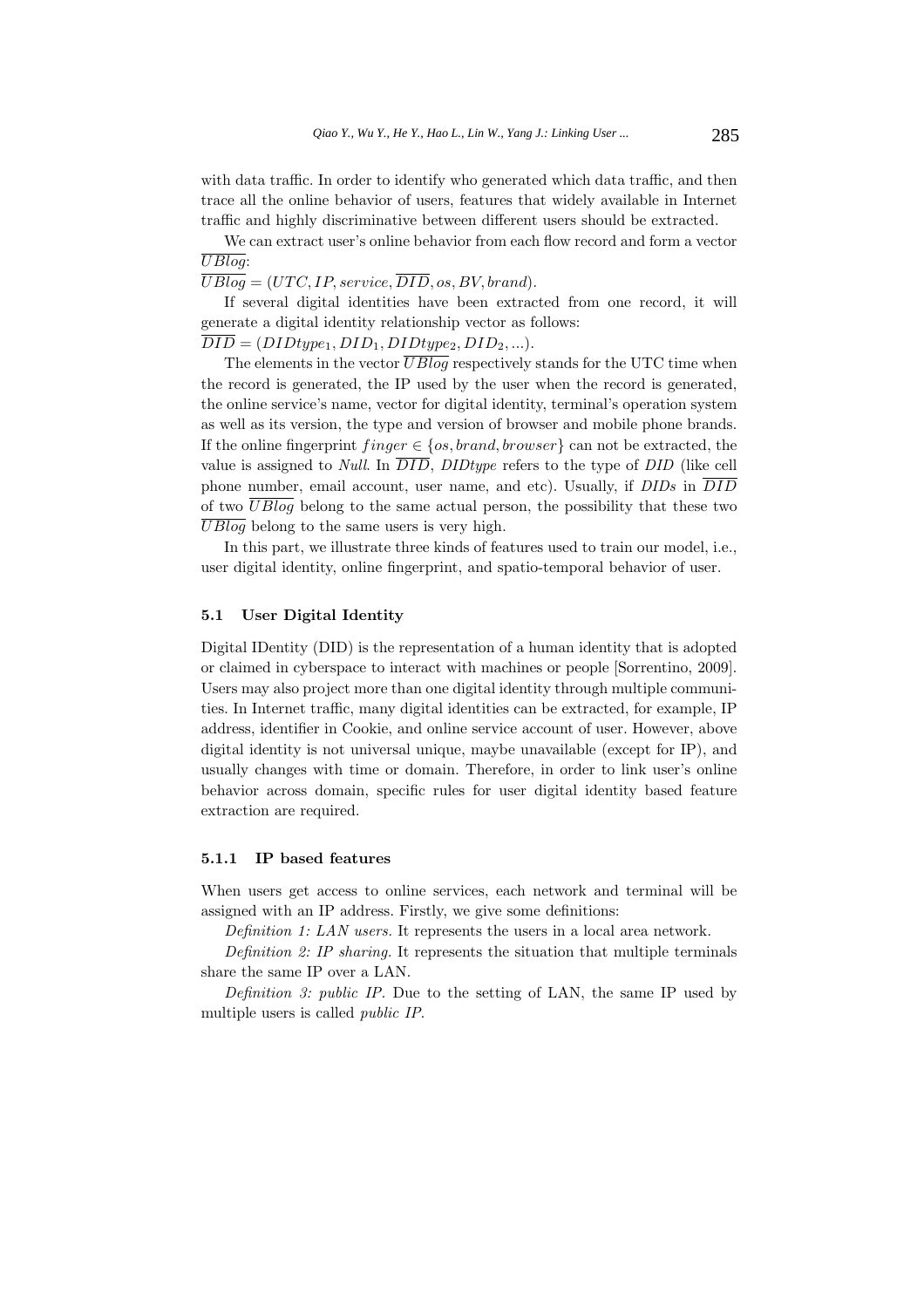with data traffic. In order to identify who generated which data traffic, and then trace all the online behavior of users, features that widely available in Internet traffic and highly discriminative between different users should be extracted.

We can extract user's online behavior from each flow record and form a vector $\overline{UBlog}$:

$\overline{UBlog} = (UTC, IP, service, \overline{DID}, os, BV, brand)$.

If several digital identities have been extracted from one record, it will generate a digital identity relationship vector as follows:

$\overline{DID} = (DIDtype_1, DID_1, DIDtype_2, DID_2, ...)$.

The elements in the vector $\overline{UBlog}$ respectively stands for the UTC time when the record is generated, the IP used by the user when the record is generated, the online service's name, vector for digital identity, terminal's operation system as well as its version, the type and version of browser and mobile phone brands. If the online fingerprint $finger \in \{os, brand, browser\}$ can not be extracted, the value is assigned to *Null*. In $\overline{DID}$, *DIDtype* refers to the type of *DID* (like cell phone number, email account, user name, and etc). Usually, if *DIDs* in $\overline{DID}$ of two $\overline{UBlog}$ belong to the same actual person, the possibility that these two $\overline{UBlog}$ belong to the same users is very high.

In this part, we illustrate three kinds of features used to train our model, i.e., user digital identity, online fingerprint, and spatio-temporal behavior of user.

### 5.1 User Digital Identity

Digital IDentity (DID) is the representation of a human identity that is adopted or claimed in cyberspace to interact with machines or people [Sorrentino, 2009]. Users may also project more than one digital identity through multiple communities. In Internet traffic, many digital identities can be extracted, for example, IP address, identifier in Cookie, and online service account of user. However, above digital identity is not universal unique, maybe unavailable (except for IP), and usually changes with time or domain. Therefore, in order to link user's online behavior across domain, specific rules for user digital identity based feature extraction are required.

#### 5.1.1 IP based features

When users get access to online services, each network and terminal will be assigned with an IP address. Firstly, we give some definitions:

*Definition 1: LAN users.* It represents the users in a local area network.

*Definition 2: IP sharing.* It represents the situation that multiple terminals share the same IP over a LAN.

*Definition 3: public IP.* Due to the setting of LAN, the same IP used by multiple users is called *public IP*.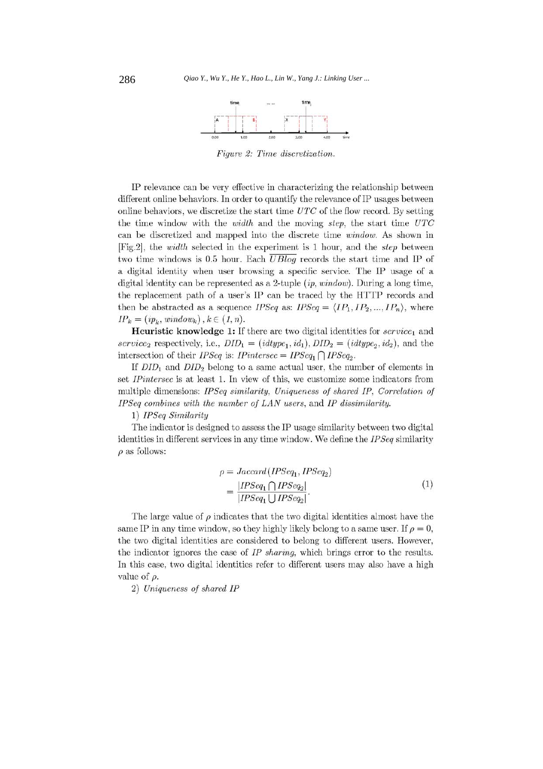Figure 2: Time discretization.

IP relevance can be very effective in characterizing the relationship between different online behaviors. In order to quantify the relevance of IP usages between online behaviors, we discretize the start time *UTC* of the flow record. By setting the time window with the *width* and the moving *step*, the start time *UTC* can be discretized and mapped into the discrete time *window*. As shown in [Fig.2], the *width* selected in the experiment is 1 hour, and the *step* between two time windows is 0.5 hour. Each $\overline{UBlog}$ records the start time and IP of a digital identity when user browsing a specific service. The IP usage of a digital identity can be represented as a 2-tuple $(ip, window)$. During a long time, the replacement path of a user's IP can be traced by the HTTP records and then be abstracted as a sequence *IPSeq* as: $IPSeq = \langle IP_1, IP_2, ..., IP_n \rangle$, where $IP_k = (ip_k, window_k), k \in (1, n)$.

**Heuristic knowledge 1:** If there are two digital identities for $service_1$ and $service_2$ respectively, i.e., $DID_1 = (idtype_1, id_1)$, $DID_2 = (idtype_2, id_2)$, and the intersection of their *IPSeq* is: $IPintersec = IPSeq_1 \bigcap IPSeq_2$.

If $DID_1$ and $DID_2$ belong to a same actual user, the number of elements in set *IPintersec* is at least 1. In view of this, we customize some indicators from multiple dimensions: *IPSeq similarity*, *Uniqueness of shared IP*, *Correlation of IPSeq combines with the number of LAN users*, and *IP dissimilarity*.

1) *IPSeq Similarity*

The indicator is designed to assess the IP usage similarity between two digital identities in different services in any time window. We define the *IPSeq* similarity $\rho$ as follows:

$$
\begin{aligned}
\rho &= Jaccard(IPSeq_1, IPSeq_2) \\
&= \frac{|IPSeq_1 \bigcap IPSeq_2|}{|IPSeq_1 \bigcup IPSeq_2|}.
\end{aligned} \tag{1}
$$

The large value of $\rho$ indicates that the two digital identities almost have the same IP in any time window, so they highly likely belong to a same user. If $\rho = 0$, the two digital identities are considered to belong to different users. However, the indicator ignores the case of *IP sharing*, which brings error to the results. In this case, two digital identities refer to different users may also have a high value of $\rho$.

2) *Uniqueness of shared IP*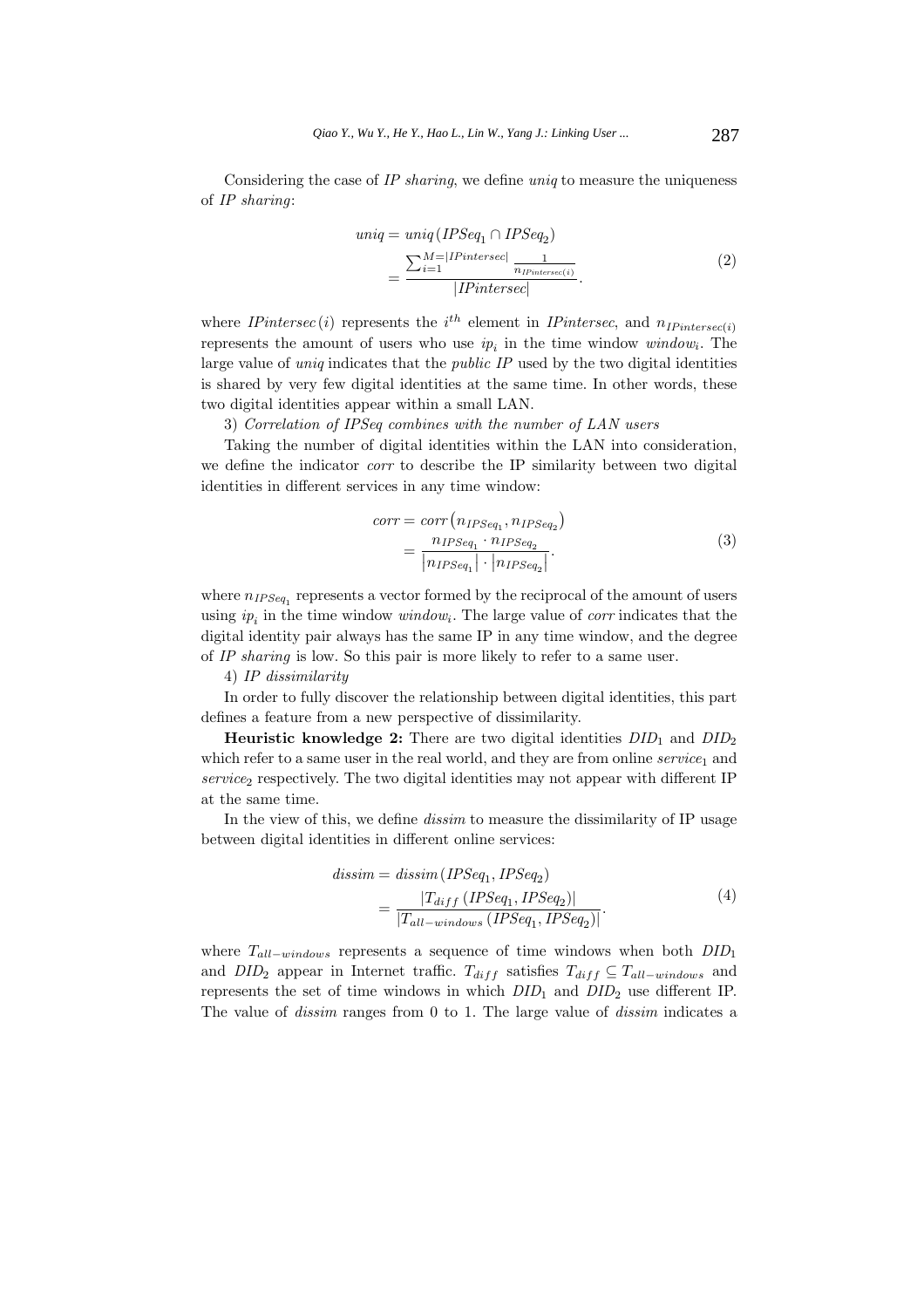Considering the case of *IP sharing*, we define *uniq* to measure the uniqueness of *IP sharing*:

$$uniq = uniq\left(IPSeq_1 \cap IPSeq_2\right) = \frac{\sum_{i=1}^{M=|IPintersec|} \frac{1}{n_{IPintersec(i)}}}{|IPintersec|}. \tag{2}$$

where $IPintersec\,(i)$ represents the $i^{th}$ element in *IPintersec*, and $n_{IPintersec(i)}$ represents the amount of users who use $ip_i$ in the time window $window_i$. The large value of *uniq* indicates that the *public IP* used by the two digital identities is shared by very few digital identities at the same time. In other words, these two digital identities appear within a small LAN.

3) *Correlation of IPSeq combines with the number of LAN users*

Taking the number of digital identities within the LAN into consideration, we define the indicator *corr* to describe the IP similarity between two digital identities in different services in any time window:

$$corr = corr\left(n_{IPSeq_1}, n_{IPSeq_2}\right) = \frac{n_{IPSeq_1} \cdot n_{IPSeq_2}}{\left|n_{IPSeq_1}\right| \cdot \left|n_{IPSeq_2}\right|}. \tag{3}$$

where $n_{IPSeq_1}$ represents a vector formed by the reciprocal of the amount of users using $ip_i$ in the time window $window_i$. The large value of *corr* indicates that the digital identity pair always has the same IP in any time window, and the degree of *IP sharing* is low. So this pair is more likely to refer to a same user.

4) *IP dissimilarity*

In order to fully discover the relationship between digital identities, this part defines a feature from a new perspective of dissimilarity.

**Heuristic knowledge 2:** There are two digital identities $DID_1$ and $DID_2$ which refer to a same user in the real world, and they are from online $service_1$ and $service_2$ respectively. The two digital identities may not appear with different IP at the same time.

In the view of this, we define *dissim* to measure the dissimilarity of IP usage between digital identities in different online services:

$$dissim = dissim\left(IPSeq_1, IPSeq_2\right) = \frac{\left|T_{diff}\left(IPSeq_1, IPSeq_2\right)\right|}{\left|T_{all-windows}\left(IPSeq_1, IPSeq_2\right)\right|}. \tag{4}$$

where $T_{all-windows}$ represents a sequence of time windows when both $DID_1$ and $DID_2$ appear in Internet traffic. $T_{diff}$ satisfies $T_{diff} \subseteq T_{all-windows}$ and represents the set of time windows in which $DID_1$ and $DID_2$ use different IP. The value of *dissim* ranges from 0 to 1. The large value of *dissim* indicates a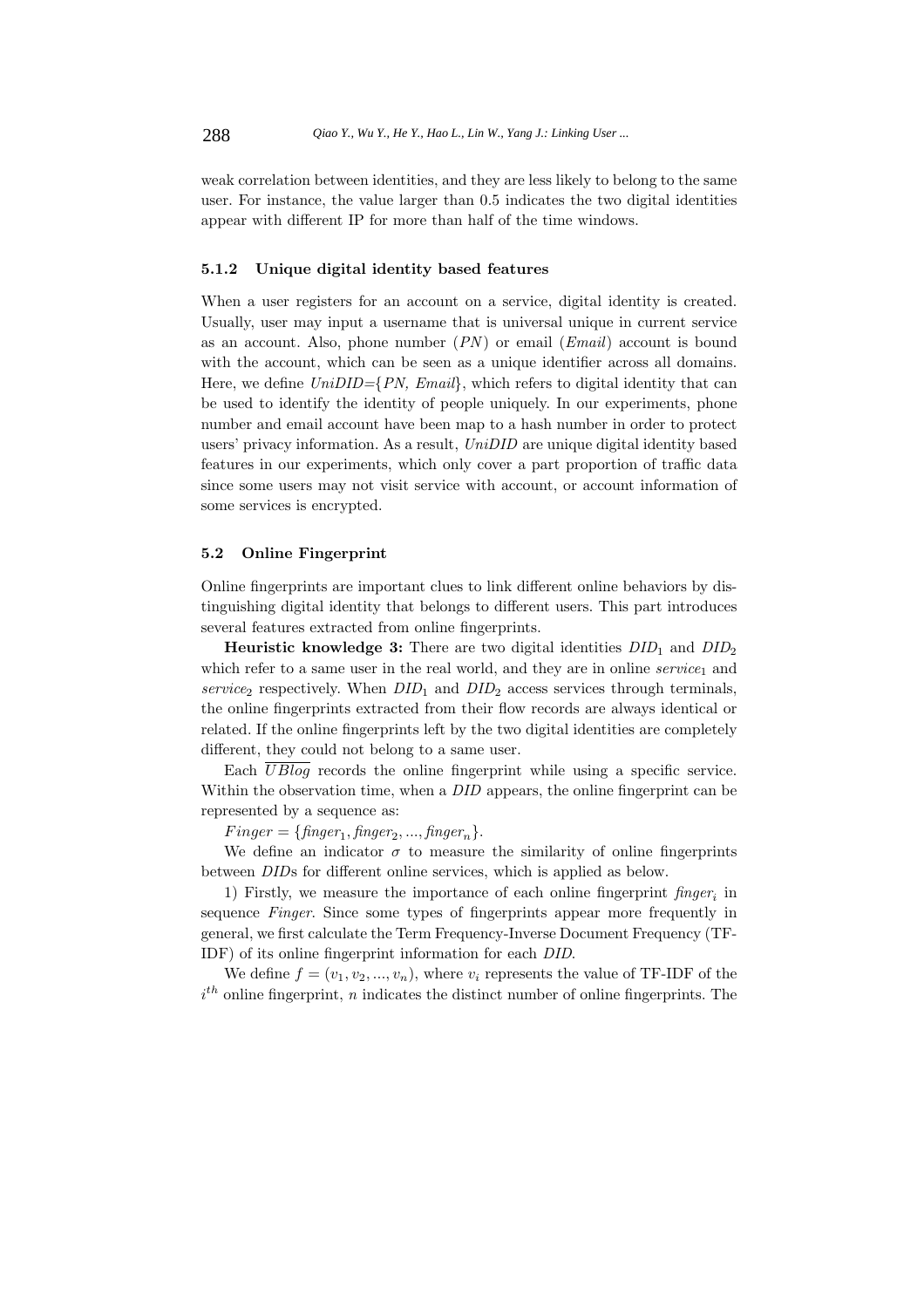weak correlation between identities, and they are less likely to belong to the same user. For instance, the value larger than 0.5 indicates the two digital identities appear with different IP for more than half of the time windows.

#### 5.1.2 Unique digital identity based features

When a user registers for an account on a service, digital identity is created. Usually, user may input a username that is universal unique in current service as an account. Also, phone number ($PN$) or email ($Email$) account is bound with the account, which can be seen as a unique identifier across all domains. Here, we define *UniDID*={*PN, Email*}, which refers to digital identity that can be used to identify the identity of people uniquely. In our experiments, phone number and email account have been map to a hash number in order to protect users' privacy information. As a result, *UniDID* are unique digital identity based features in our experiments, which only cover a part proportion of traffic data since some users may not visit service with account, or account information of some services is encrypted.

### 5.2 Online Fingerprint

Online fingerprints are important clues to link different online behaviors by distinguishing digital identity that belongs to different users. This part introduces several features extracted from online fingerprints.

**Heuristic knowledge 3:** There are two digital identities $DID_1$ and $DID_2$ which refer to a same user in the real world, and they are in online $service_1$ and $service_2$ respectively. When $DID_1$ and $DID_2$ access services through terminals, the online fingerprints extracted from their flow records are always identical or related. If the online fingerprints left by the two digital identities are completely different, they could not belong to a same user.

Each $\overline{UBlog}$ records the online fingerprint while using a specific service. Within the observation time, when a *DID* appears, the online fingerprint can be represented by a sequence as:

$Finger = \{finger_1, finger_2, ..., finger_n\}$.

We define an indicator $\sigma$ to measure the similarity of online fingerprints between *DID*s for different online services, which is applied as below.

1) Firstly, we measure the importance of each online fingerprint $finger_i$ in sequence *Finger*. Since some types of fingerprints appear more frequently in general, we first calculate the Term Frequency-Inverse Document Frequency (TF-IDF) of its online fingerprint information for each *DID*.

We define $f = (v_1, v_2, ..., v_n)$, where $v_i$ represents the value of TF-IDF of the $i^{th}$ online fingerprint, $n$ indicates the distinct number of online fingerprints. The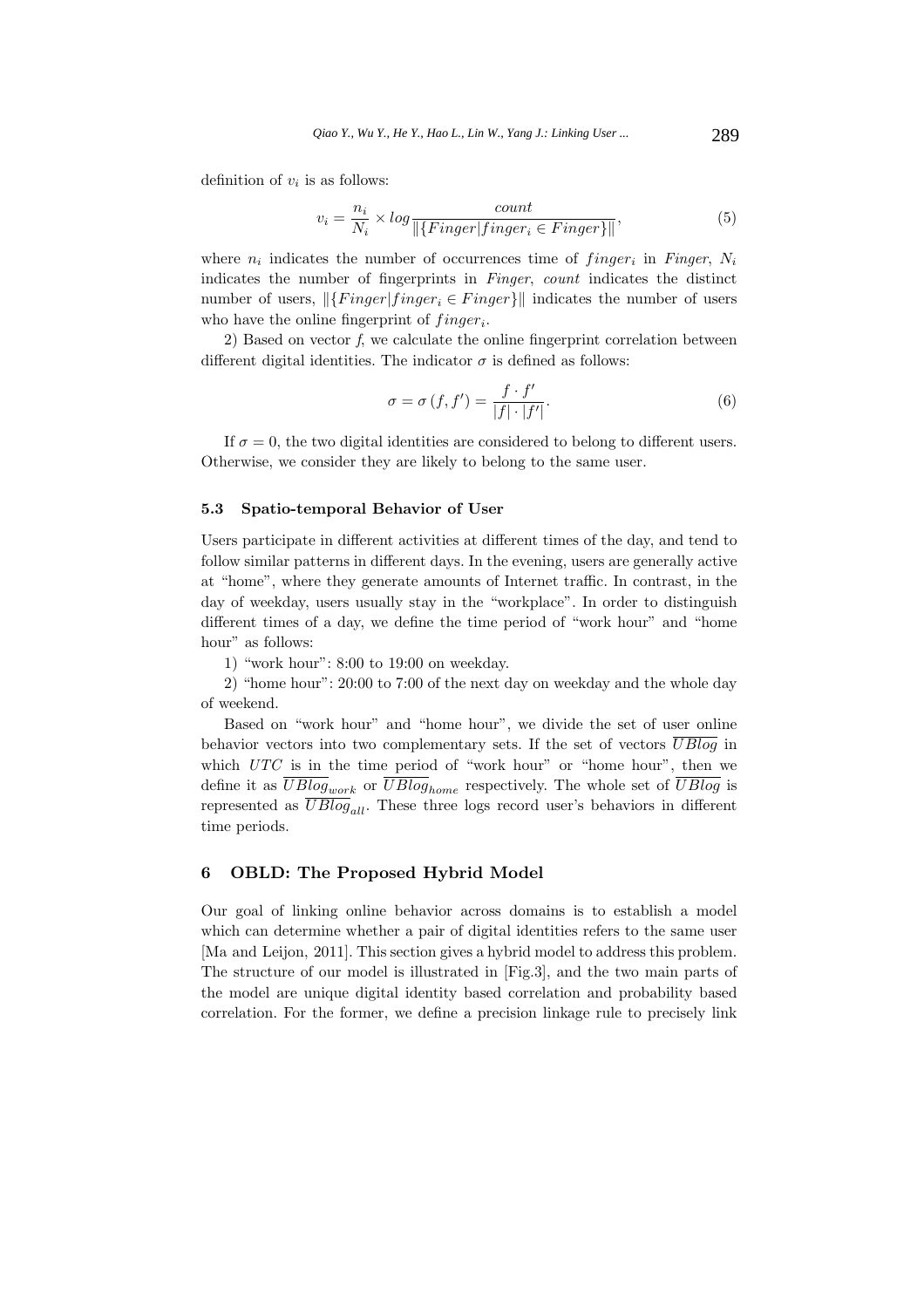definition of $v_i$ is as follows:

$$v_i = \frac{n_i}{N_i} \times log \frac{count}{\|\{Finger|finger_i \in Finger\}\|}, \tag{5}$$

where $n_i$ indicates the number of occurrences time of $finger_i$ in $Finger$, $N_i$ indicates the number of fingerprints in $Finger$, $count$ indicates the distinct number of users, $\|\{Finger|finger_i \in Finger\}\|$ indicates the number of users who have the online fingerprint of $finger_i$.

2) Based on vector $f$, we calculate the online fingerprint correlation between different digital identities. The indicator $\sigma$ is defined as follows:

$$\sigma = \sigma\left(f, f'\right) = \frac{f \cdot f'}{|f| \cdot |f'|}. \tag{6}$$

If $\sigma = 0$, the two digital identities are considered to belong to different users. Otherwise, we consider they are likely to belong to the same user.

### 5.3 Spatio-temporal Behavior of User

Users participate in different activities at different times of the day, and tend to follow similar patterns in different days. In the evening, users are generally active at "home", where they generate amounts of Internet traffic. In contrast, in the day of weekday, users usually stay in the "workplace". In order to distinguish different times of a day, we define the time period of "work hour" and "home hour" as follows:

1) "work hour": 8:00 to 19:00 on weekday.

2) "home hour": 20:00 to 7:00 of the next day on weekday and the whole day of weekend.

Based on "work hour" and "home hour", we divide the set of user online behavior vectors into two complementary sets. If the set of vectors $\overline{UBlog}$ in which $UTC$ is in the time period of "work hour" or "home hour", then we define it as $\overline{UBlog}_{work}$ or $\overline{UBlog}_{home}$ respectively. The whole set of $\overline{UBlog}$ is represented as $\overline{UBlog}_{all}$. These three logs record user's behaviors in different time periods.

## 6 OBLD: The Proposed Hybrid Model

Our goal of linking online behavior across domains is to establish a model which can determine whether a pair of digital identities refers to the same user [Ma and Leijon, 2011]. This section gives a hybrid model to address this problem. The structure of our model is illustrated in [Fig.3], and the two main parts of the model are unique digital identity based correlation and probability based correlation. For the former, we define a precision linkage rule to precisely link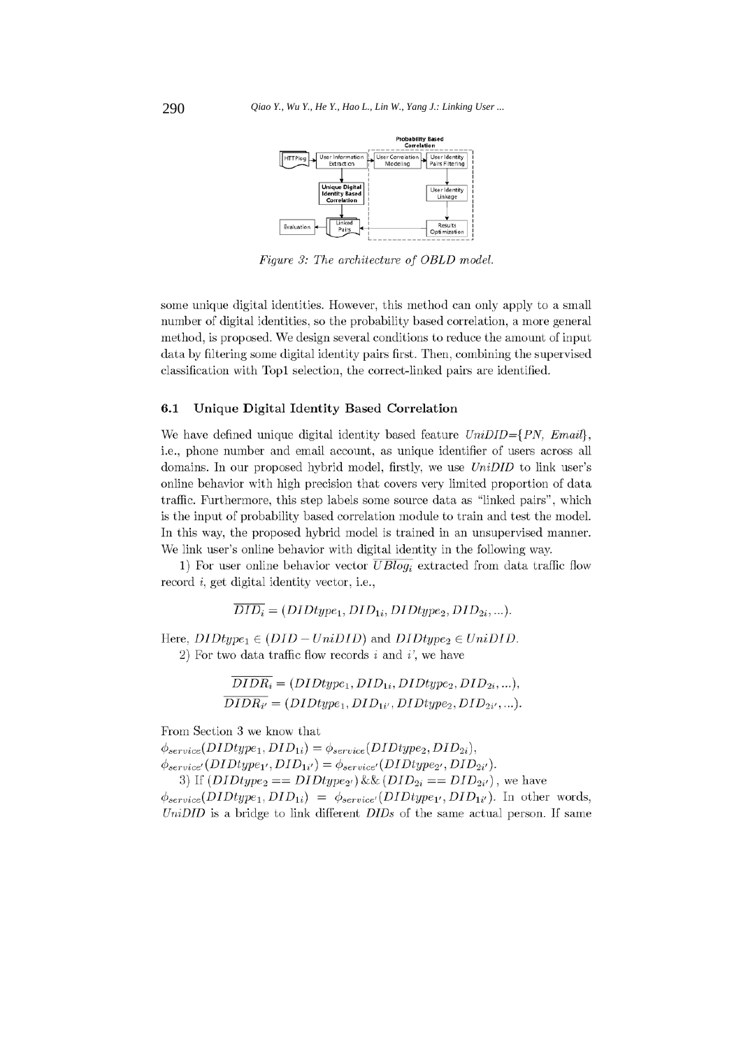Figure 3: The architecture of OBLD model.

some unique digital identities. However, this method can only apply to a small number of digital identities, so the probability based correlation, a more general method, is proposed. We design several conditions to reduce the amount of input data by filtering some digital identity pairs first. Then, combining the supervised classification with Top1 selection, the correct-linked pairs are identified.

### 6.1 Unique Digital Identity Based Correlation

We have defined unique digital identity based feature *UniDID*={*PN*, *Email*}, i.e., phone number and email account, as unique identifier of users across all domains. In our proposed hybrid model, firstly, we use *UniDID* to link user's online behavior with high precision that covers very limited proportion of data traffic. Furthermore, this step labels some source data as "linked pairs", which is the input of probability based correlation module to train and test the model. In this way, the proposed hybrid model is trained in an unsupervised manner. We link user's online behavior with digital identity in the following way.

1) For user online behavior vector $\overline{UBlog_i}$ extracted from data traffic flow record $i$, get digital identity vector, i.e.,

$$\overline{DID_i} = (DIDtype_1, DID_{1i}, DIDtype_2, DID_{2i}, ...).$$

Here, $DIDtype_1 \in (DID - UniDID)$ and $DIDtype_2 \in UniDID$.

2) For two data traffic flow records $i$ and $i'$, we have

$$\overline{DIDR_i} = (DIDtype_1, DID_{1i}, DIDtype_2, DID_{2i}, ...),$$
$$\overline{DIDR_{i'}} = (DIDtype_1, DID_{1i'}, DIDtype_2, DID_{2i'}, ...).$$

From Section 3 we know that
$\phi_{service}(DIDtype_1, DID_{1i}) = \phi_{service}(DIDtype_2, DID_{2i})$,
$\phi_{service'}(DIDtype_{1'}, DID_{1i'}) = \phi_{service'}(DIDtype_{2'}, DID_{2i'})$.

3) If $(DIDtype_2 == DIDtype_{2'})\,\&\&\,(DID_{2i} == DID_{2i'})$, we have $\phi_{service}(DIDtype_1, DID_{1i}) = \phi_{service'}(DIDtype_{1'}, DID_{1i'})$. In other words, *UniDID* is a bridge to link different *DIDs* of the same actual person. If same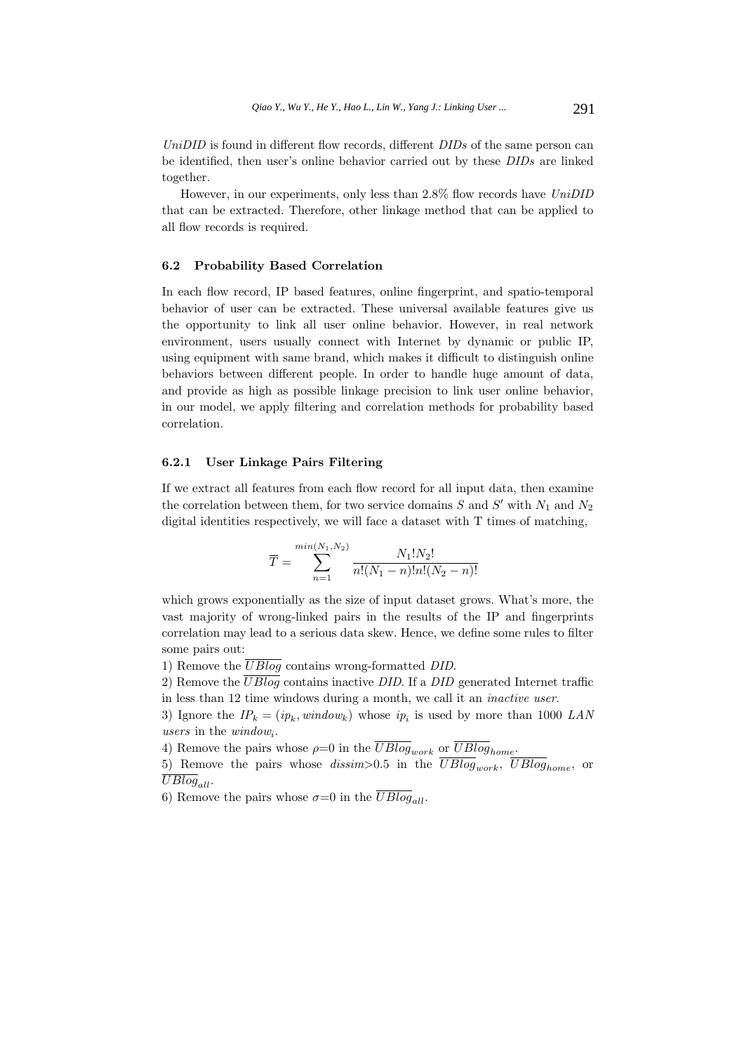*UniDID* is found in different flow records, different *DIDs* of the same person can be identified, then user's online behavior carried out by these *DIDs* are linked together.

However, in our experiments, only less than 2.8% flow records have *UniDID* that can be extracted. Therefore, other linkage method that can be applied to all flow records is required.

### 6.2 Probability Based Correlation

In each flow record, IP based features, online fingerprint, and spatio-temporal behavior of user can be extracted. These universal available features give us the opportunity to link all user online behavior. However, in real network environment, users usually connect with Internet by dynamic or public IP, using equipment with same brand, which makes it difficult to distinguish online behaviors between different people. In order to handle huge amount of data, and provide as high as possible linkage precision to link user online behavior, in our model, we apply filtering and correlation methods for probability based correlation.

#### 6.2.1 User Linkage Pairs Filtering

If we extract all features from each flow record for all input data, then examine the correlation between them, for two service domains $S$ and $S'$ with $N_1$ and $N_2$ digital identities respectively, we will face a dataset with T times of matching,

$$\overline{T} = \sum_{n=1}^{min(N_1,N_2)} \frac{N_1!N_2!}{n!(N_1-n)!n!(N_2-n)!}$$

which grows exponentially as the size of input dataset grows. What's more, the vast majority of wrong-linked pairs in the results of the IP and fingerprints correlation may lead to a serious data skew. Hence, we define some rules to filter some pairs out:

1) Remove the $\overline{UBlog}$ contains wrong-formatted *DID*.

2) Remove the $\overline{UBlog}$ contains inactive *DID*. If a *DID* generated Internet traffic in less than 12 time windows during a month, we call it an *inactive user*.

3) Ignore the $IP_k = (ip_k, window_k)$ whose $ip_i$ is used by more than 1000 *LAN users* in the $window_i$.

4) Remove the pairs whose $\rho$=0 in the $\overline{UBlog}_{work}$ or $\overline{UBlog}_{home}$.

5) Remove the pairs whose $dissim$>0.5 in the $\overline{UBlog}_{work}$, $\overline{UBlog}_{home}$, or $\overline{UBlog}_{all}$.

6) Remove the pairs whose $\sigma$=0 in the $\overline{UBlog}_{all}$.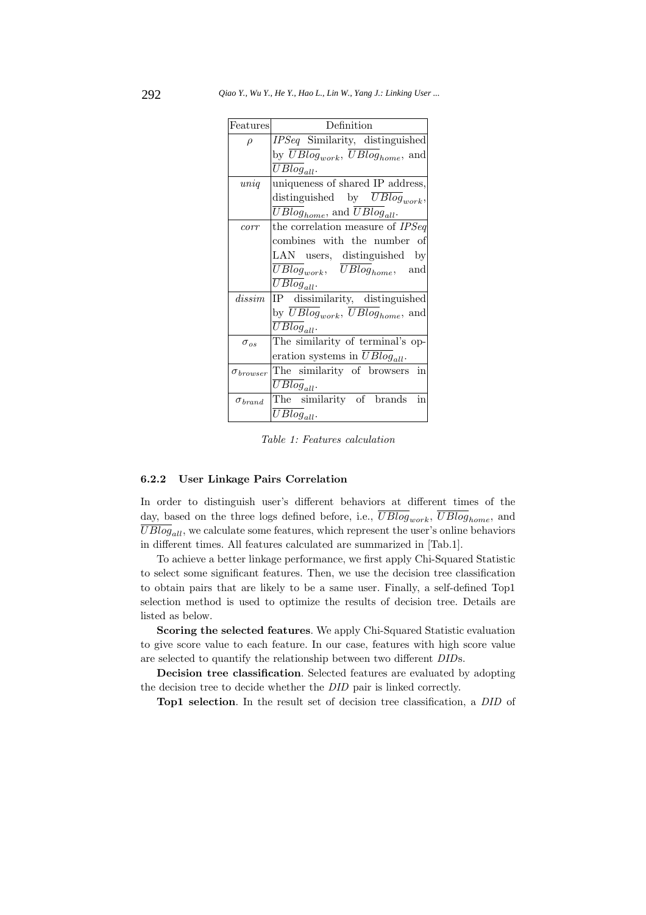| Features | Definition |
| --- | --- |
| $\rho$ | *IPSeq* Similarity, distinguished by $\overline{UBlog}_{work}$, $\overline{UBlog}_{home}$, and $\overline{UBlog}_{all}$. |
| $uniq$ | uniqueness of shared IP address, distinguished by $\overline{UBlog}_{work}$, $\overline{UBlog}_{home}$, and $\overline{UBlog}_{all}$. |
| $corr$ | the correlation measure of *IPSeq* combines with the number of LAN users, distinguished by $\overline{UBlog}_{work}$, $\overline{UBlog}_{home}$, and $\overline{UBlog}_{all}$. |
| $dissim$ | IP dissimilarity, distinguished by $\overline{UBlog}_{work}$, $\overline{UBlog}_{home}$, and $\overline{UBlog}_{all}$. |
| $\sigma_{os}$ | The similarity of terminal's operation systems in $\overline{UBlog}_{all}$. |
| $\sigma_{browser}$ | The similarity of browsers in $\overline{UBlog}_{all}$. |
| $\sigma_{brand}$ | The similarity of brands in $\overline{UBlog}_{all}$. |

*Table 1: Features calculation*

#### 6.2.2 User Linkage Pairs Correlation

In order to distinguish user's different behaviors at different times of the day, based on the three logs defined before, i.e., $\overline{UBlog}_{work}$, $\overline{UBlog}_{home}$, and $\overline{UBlog}_{all}$, we calculate some features, which represent the user's online behaviors in different times. All features calculated are summarized in [Tab.1].

To achieve a better linkage performance, we first apply Chi-Squared Statistic to select some significant features. Then, we use the decision tree classification to obtain pairs that are likely to be a same user. Finally, a self-defined Top1 selection method is used to optimize the results of decision tree. Details are listed as below.

**Scoring the selected features**. We apply Chi-Squared Statistic evaluation to give score value to each feature. In our case, features with high score value are selected to quantify the relationship between two different *DID*s.

**Decision tree classification**. Selected features are evaluated by adopting the decision tree to decide whether the *DID* pair is linked correctly.

**Top1 selection**. In the result set of decision tree classification, a *DID* of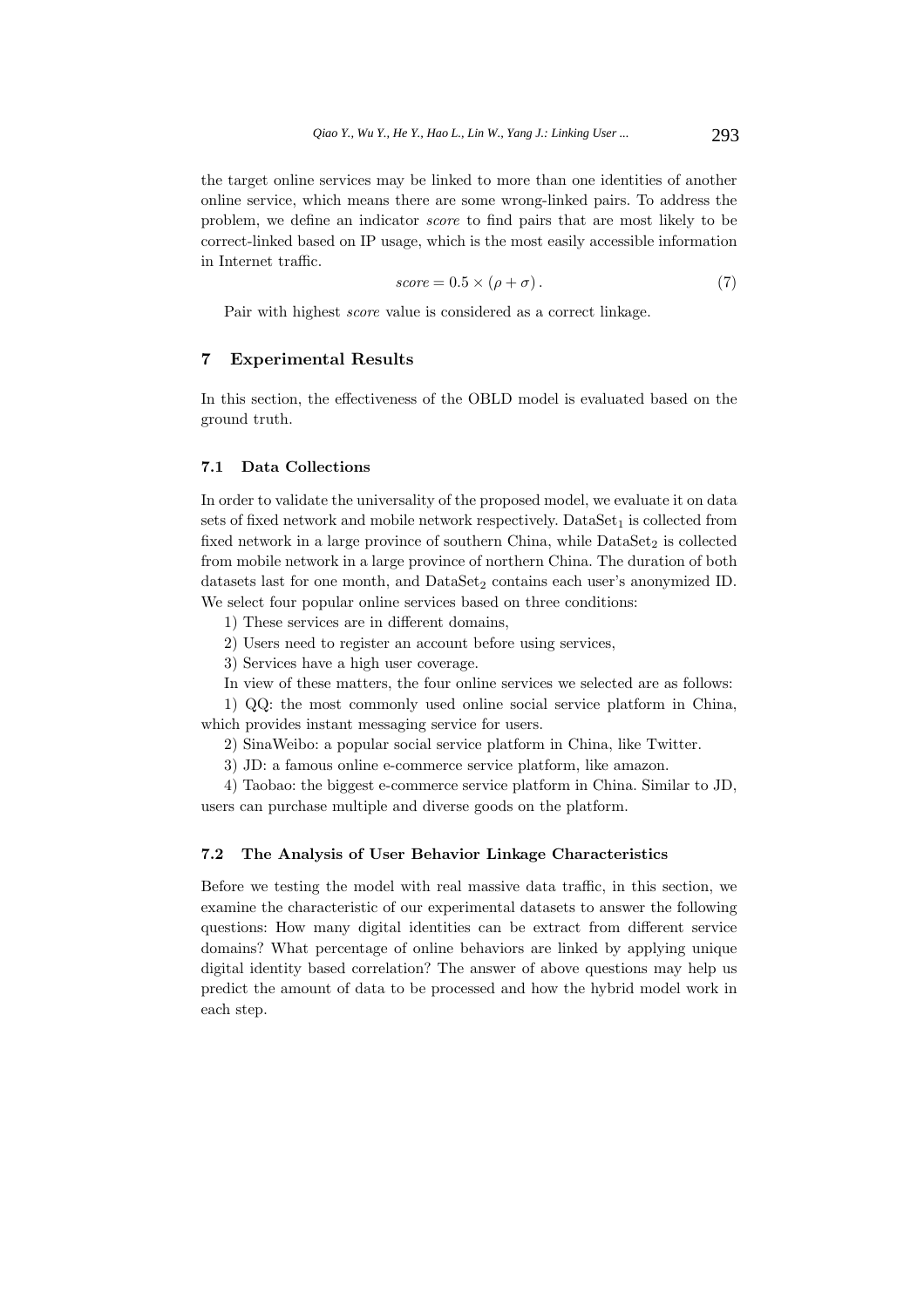the target online services may be linked to more than one identities of another online service, which means there are some wrong-linked pairs. To address the problem, we define an indicator *score* to find pairs that are most likely to be correct-linked based on IP usage, which is the most easily accessible information in Internet traffic.

$$score = 0.5 \times (\rho + \sigma). \tag{7}$$

Pair with highest *score* value is considered as a correct linkage.

## 7 Experimental Results

In this section, the effectiveness of the OBLD model is evaluated based on the ground truth.

### 7.1 Data Collections

In order to validate the universality of the proposed model, we evaluate it on data sets of fixed network and mobile network respectively. $\text{DataSet}_1$ is collected from fixed network in a large province of southern China, while $\text{DataSet}_2$ is collected from mobile network in a large province of northern China. The duration of both datasets last for one month, and $\text{DataSet}_2$ contains each user's anonymized ID. We select four popular online services based on three conditions:

1) These services are in different domains,

2) Users need to register an account before using services,

3) Services have a high user coverage.

In view of these matters, the four online services we selected are as follows:

1) QQ: the most commonly used online social service platform in China, which provides instant messaging service for users.

2) SinaWeibo: a popular social service platform in China, like Twitter.

3) JD: a famous online e-commerce service platform, like amazon.

4) Taobao: the biggest e-commerce service platform in China. Similar to JD, users can purchase multiple and diverse goods on the platform.

### 7.2 The Analysis of User Behavior Linkage Characteristics

Before we testing the model with real massive data traffic, in this section, we examine the characteristic of our experimental datasets to answer the following questions: How many digital identities can be extract from different service domains? What percentage of online behaviors are linked by applying unique digital identity based correlation? The answer of above questions may help us predict the amount of data to be processed and how the hybrid model work in each step.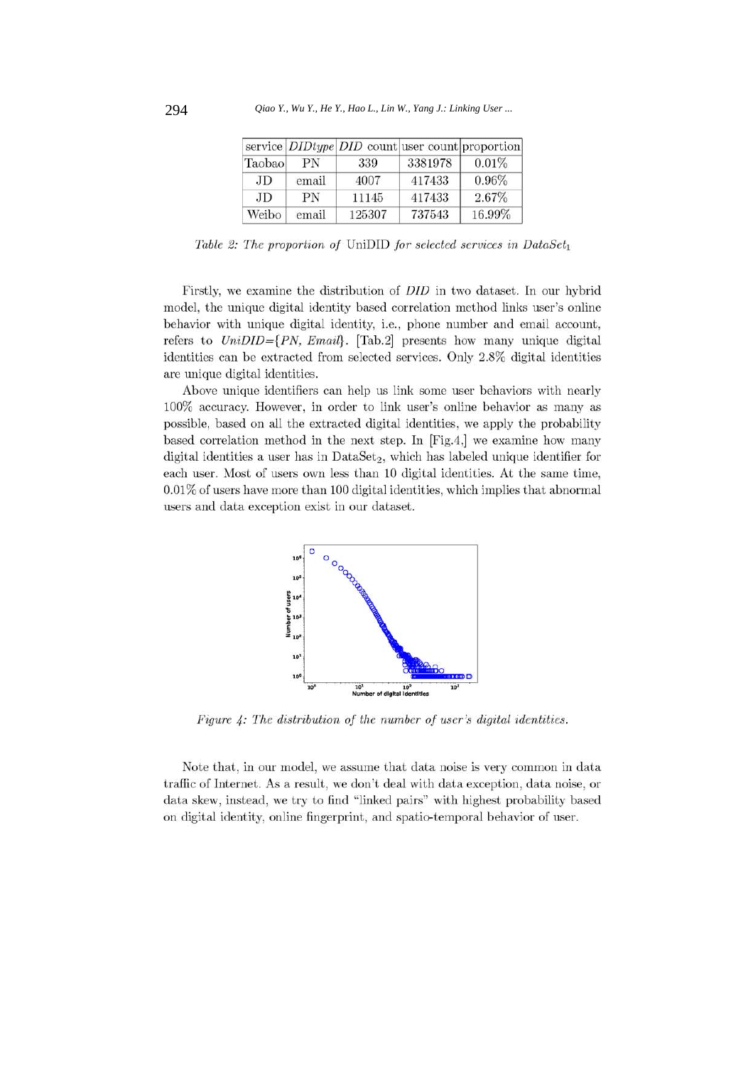| service | *DIDtype* | *DID* count | user count | proportion |
|---|---|---|---|---|
| Taobao | PN | 339 | 3381978 | 0.01% |
| JD | email | 4007 | 417433 | 0.96% |
| JD | PN | 11145 | 417433 | 2.67% |
| Weibo | email | 125307 | 737543 | 16.99% |

*Table 2: The proportion of* UniDID *for selected services in* $DataSet_1$

Firstly, we examine the distribution of *DID* in two dataset. In our hybrid model, the unique digital identity based correlation method links user's online behavior with unique digital identity, i.e., phone number and email account, refers to *UniDID={PN, Email}*. [Tab.2] presents how many unique digital identities can be extracted from selected services. Only 2.8% digital identities are unique digital identities.

Above unique identifiers can help us link some user behaviors with nearly 100% accuracy. However, in order to link user's online behavior as many as possible, based on all the extracted digital identities, we apply the probability based correlation method in the next step. In [Fig.4,] we examine how many digital identities a user has in $\text{DataSet}_2$, which has labeled unique identifier for each user. Most of users own less than 10 digital identities. At the same time, 0.01% of users have more than 100 digital identities, which implies that abnormal users and data exception exist in our dataset.

*Figure 4: The distribution of the number of user's digital identities.*

Note that, in our model, we assume that data noise is very common in data traffic of Internet. As a result, we don't deal with data exception, data noise, or data skew, instead, we try to find "linked pairs" with highest probability based on digital identity, online fingerprint, and spatio-temporal behavior of user.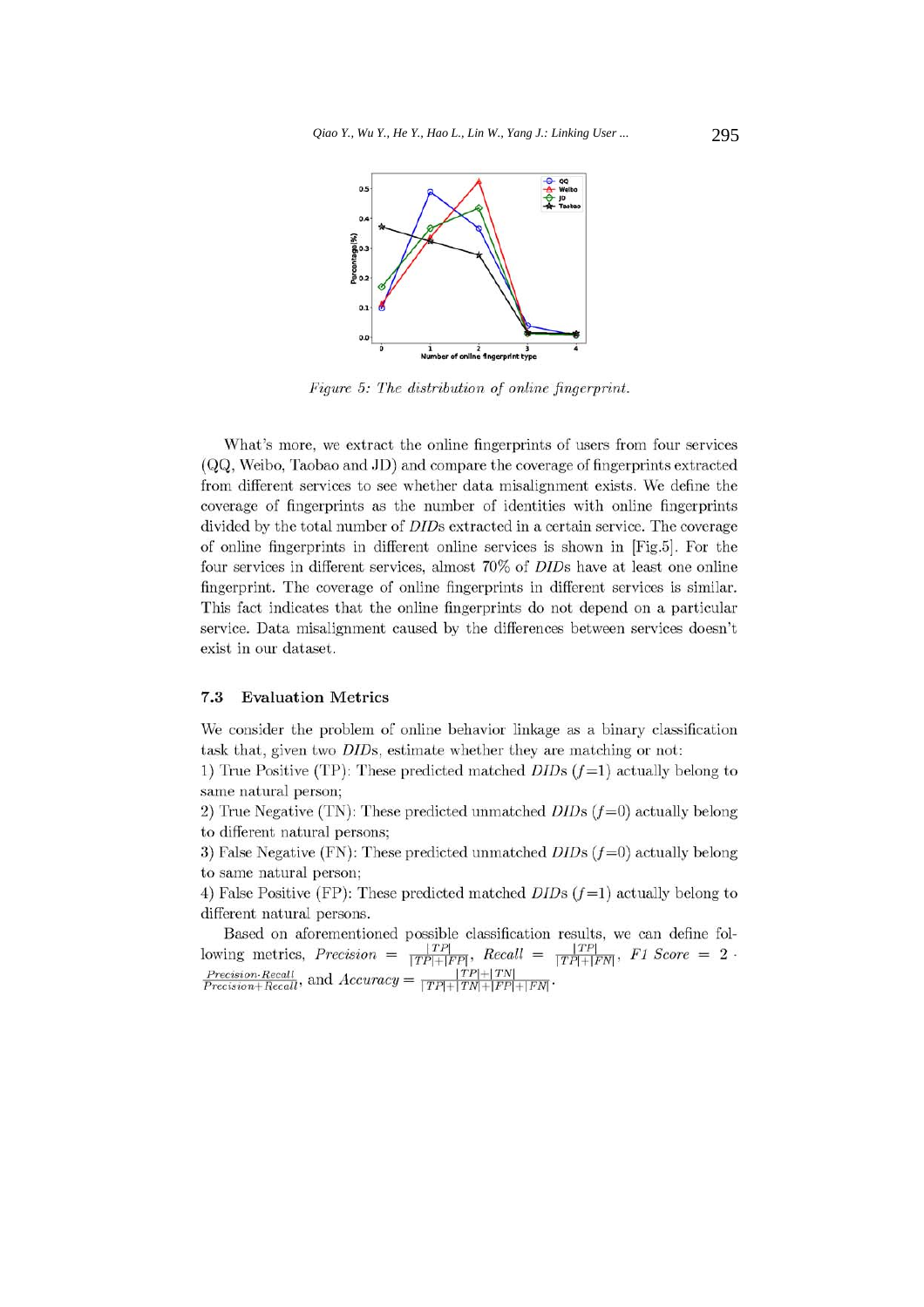Figure 5: The distribution of online fingerprint.

What's more, we extract the online fingerprints of users from four services (QQ, Weibo, Taobao and JD) and compare the coverage of fingerprints extracted from different services to see whether data misalignment exists. We define the coverage of fingerprints as the number of identities with online fingerprints divided by the total number of *DID*s extracted in a certain service. The coverage of online fingerprints in different online services is shown in [Fig.5]. For the four services in different services, almost 70% of *DID*s have at least one online fingerprint. The coverage of online fingerprints in different services is similar. This fact indicates that the online fingerprints do not depend on a particular service. Data misalignment caused by the differences between services doesn't exist in our dataset.

### 7.3 Evaluation Metrics

We consider the problem of online behavior linkage as a binary classification task that, given two *DID*s, estimate whether they are matching or not:

1) True Positive (TP): These predicted matched *DID*s ($f$=1) actually belong to same natural person;

2) True Negative (TN): These predicted unmatched *DID*s ($f$=0) actually belong to different natural persons;

3) False Negative (FN): These predicted unmatched *DID*s ($f$=0) actually belong to same natural person;

4) False Positive (FP): These predicted matched *DID*s ($f$=1) actually belong to different natural persons.

Based on aforementioned possible classification results, we can define following metrics, $Precision = \frac{|TP|}{|TP|+|FP|}$, $Recall = \frac{|TP|}{|TP|+|FN|}$, $F1\ Score = 2 \cdot \frac{Precision \cdot Recall}{Precision + Recall}$, and $Accuracy = \frac{|TP|+|TN|}{|TP|+|TN|+|FP|+|FN|}$.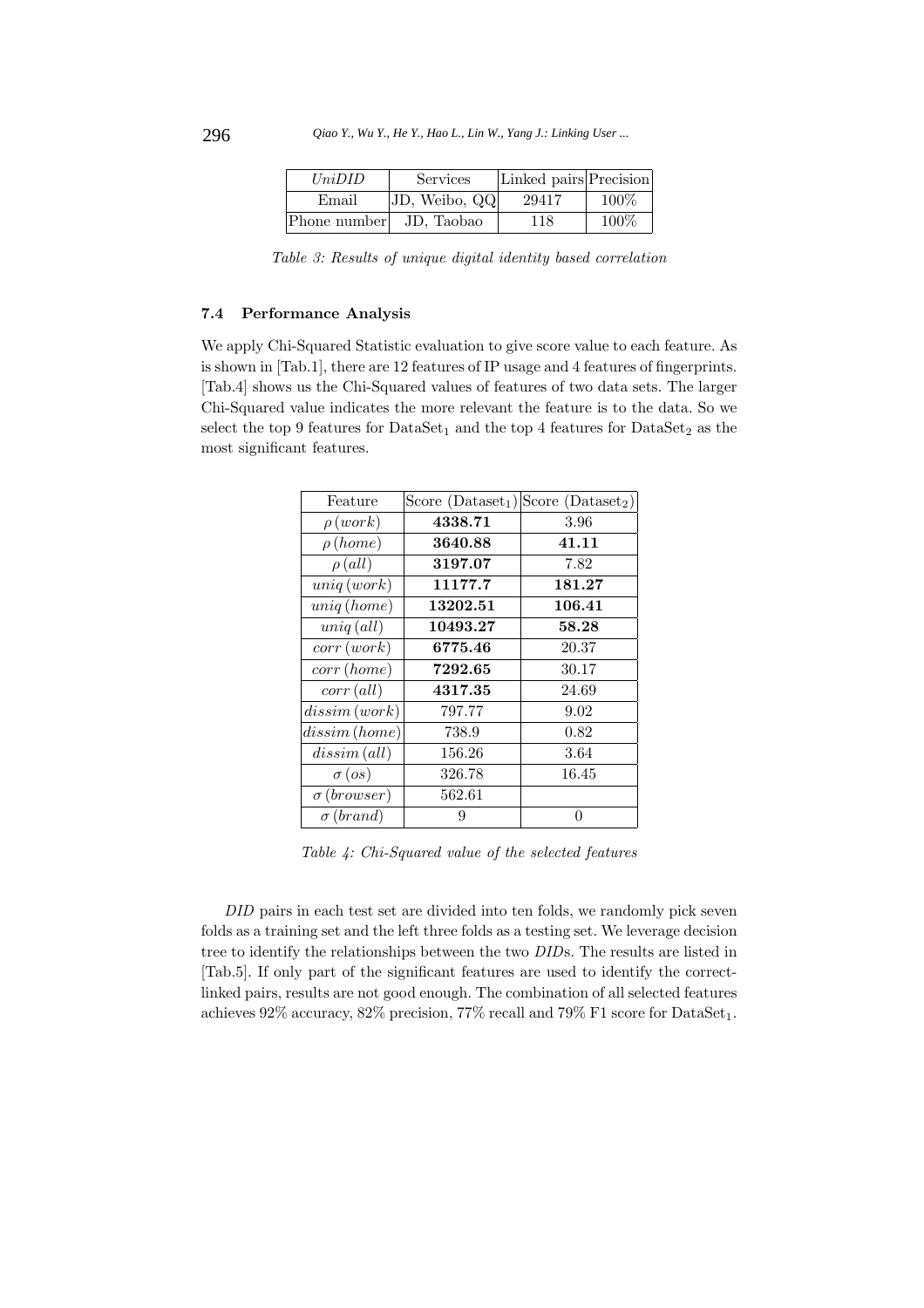| *UniDID* | Services | Linked pairs | Precision |
|---|---|---|---|
| Email | JD, Weibo, QQ | 29417 | 100% |
| Phone number | JD, Taobao | 118 | 100% |

*Table 3: Results of unique digital identity based correlation*

### 7.4 Performance Analysis

We apply Chi-Squared Statistic evaluation to give score value to each feature. As is shown in [Tab.1], there are 12 features of IP usage and 4 features of fingerprints. [Tab.4] shows us the Chi-Squared values of features of two data sets. The larger Chi-Squared value indicates the more relevant the feature is to the data. So we select the top 9 features for $\text{DataSet}_1$ and the top 4 features for $\text{DataSet}_2$ as the most significant features.

| Feature | Score ($\text{Dataset}_1$) | Score ($\text{Dataset}_2$) |
|---|---|---|
| $\rho\,(work)$ | **4338.71** | 3.96 |
| $\rho\,(home)$ | **3640.88** | **41.11** |
| $\rho\,(all)$ | **3197.07** | 7.82 |
| $uniq\,(work)$ | **11177.7** | **181.27** |
| $uniq\,(home)$ | **13202.51** | **106.41** |
| $uniq\,(all)$ | **10493.27** | **58.28** |
| $corr\,(work)$ | **6775.46** | 20.37 |
| $corr\,(home)$ | **7292.65** | 30.17 |
| $corr\,(all)$ | **4317.35** | 24.69 |
| $dissim\,(work)$ | 797.77 | 9.02 |
| $dissim\,(home)$ | 738.9 | 0.82 |
| $dissim\,(all)$ | 156.26 | 3.64 |
| $\sigma\,(os)$ | 326.78 | 16.45 |
| $\sigma\,(browser)$ | 562.61 | |
| $\sigma\,(brand)$ | 9 | 0 |

*Table 4: Chi-Squared value of the selected features*

*DID* pairs in each test set are divided into ten folds, we randomly pick seven folds as a training set and the left three folds as a testing set. We leverage decision tree to identify the relationships between the two *DID*s. The results are listed in [Tab.5]. If only part of the significant features are used to identify the correct-linked pairs, results are not good enough. The combination of all selected features achieves 92% accuracy, 82% precision, 77% recall and 79% F1 score for $\text{DataSet}_1$.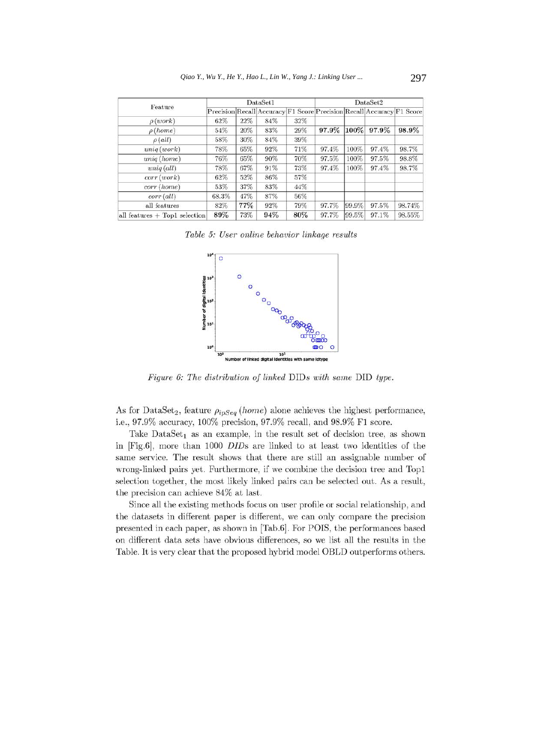| Feature | DataSet1 | | | | DataSet2 | | | |
|---|---|---|---|---|---|---|---|---|
| | Precision | Recall | Accuracy | F1 Score | Precision | Recall | Accuracy | F1 Score |
| $\rho\,(work)$ | 62% | 22% | 84% | 32% | | | | |
| $\rho\,(home)$ | 54% | 20% | 83% | 29% | **97.9%** | **100%** | **97.9%** | **98.9%** |
| $\rho\,(all)$ | 58% | 30% | 84% | 39% | | | | |
| $uniq\,(work)$ | 78% | 65% | 92% | 71% | 97.4% | 100% | 97.4% | 98.7% |
| $uniq\,(home)$ | 76% | 65% | 90% | 70% | 97.5% | 100% | 97.5% | 98.8% |
| $uniq\,(all)$ | 78% | 67% | 91% | 73% | 97.4% | 100% | 97.4% | 98.7% |
| $corr\,(work)$ | 62% | 52% | 86% | 57% | | | | |
| $corr\,(home)$ | 53% | 37% | 83% | 44% | | | | |
| $corr\,(all)$ | 68.3% | 47% | 87% | 56% | | | | |
| all features | 82% | **77%** | 92% | 79% | 97.7% | 99.9% | 97.5% | 98.74% |
| all features + Top1 selection | **89%** | 73% | **94%** | **80%** | 97.7% | 99.5% | 97.1% | 98.55% |

*Table 5: User online behavior linkage results*

*Figure 6: The distribution of linked* DIDs *with same* DID *type.*

As for DataSet$_2$, feature $\rho_{ipSeq}\,(home)$ alone achieves the highest performance, i.e., 97.9% accuracy, 100% precision, 97.9% recall, and 98.9% F1 score.

Take DataSet$_1$ as an example, in the result set of decision tree, as shown in [Fig.6], more than 1000 *DIDs* are linked to at least two identities of the same service. The result shows that there are still an assignable number of wrong-linked pairs yet. Furthermore, if we combine the decision tree and Top1 selection together, the most likely linked pairs can be selected out. As a result, the precision can achieve 84% at last.

Since all the existing methods focus on user profile or social relationship, and the datasets in different paper is different, we can only compare the precision presented in each paper, as shown in [Tab.6]. For POIS, the performances based on different data sets have obvious differences, so we list all the results in the Table. It is very clear that the proposed hybrid model OBLD outperforms others.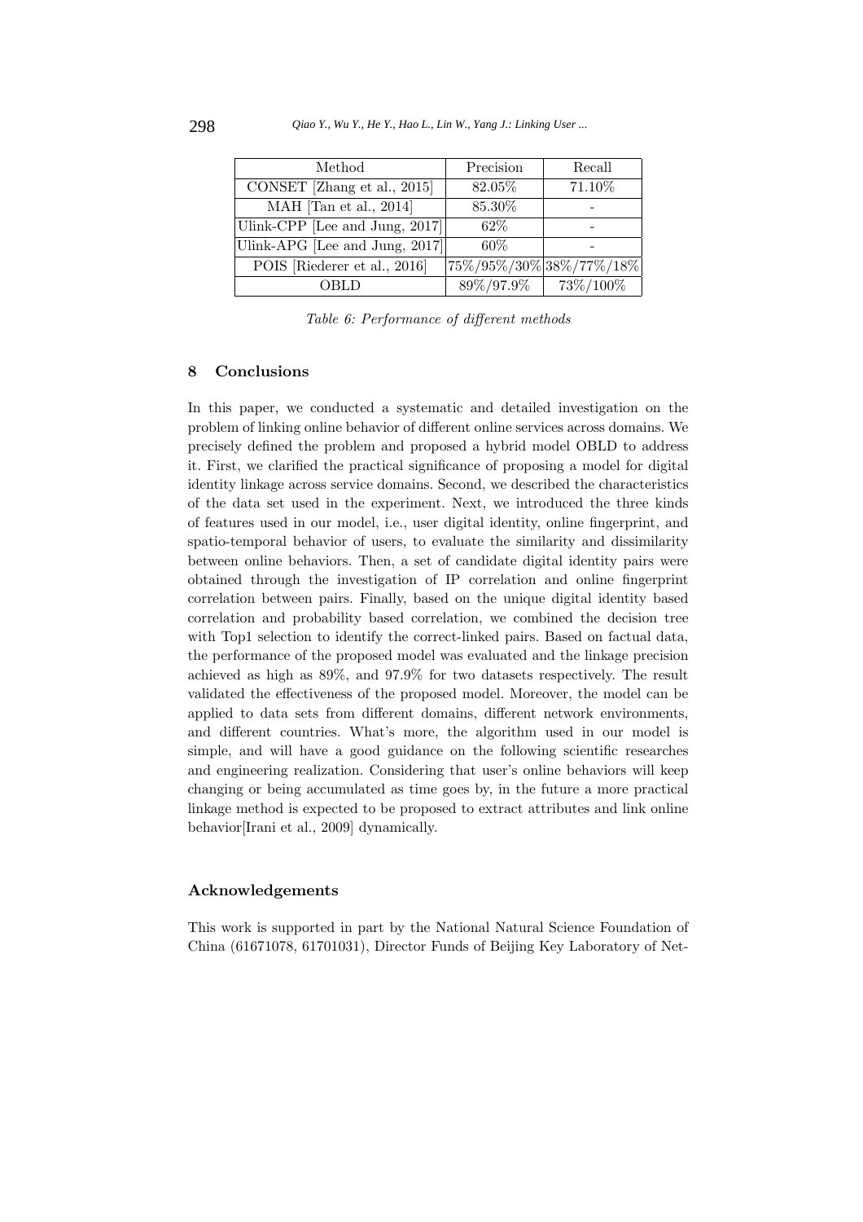| Method | Precision | Recall |
|---|---|---|
| CONSET [Zhang et al., 2015] | 82.05% | 71.10% |
| MAH [Tan et al., 2014] | 85.30% | - |
| Ulink-CPP [Lee and Jung, 2017] | 62% | - |
| Ulink-APG [Lee and Jung, 2017] | 60% | - |
| POIS [Riederer et al., 2016] | 75%/95%/30% | 38%/77%/18% |
| OBLD | 89%/97.9% | 73%/100% |

*Table 6: Performance of different methods*

## 8 Conclusions

In this paper, we conducted a systematic and detailed investigation on the problem of linking online behavior of different online services across domains. We precisely defined the problem and proposed a hybrid model OBLD to address it. First, we clarified the practical significance of proposing a model for digital identity linkage across service domains. Second, we described the characteristics of the data set used in the experiment. Next, we introduced the three kinds of features used in our model, i.e., user digital identity, online fingerprint, and spatio-temporal behavior of users, to evaluate the similarity and dissimilarity between online behaviors. Then, a set of candidate digital identity pairs were obtained through the investigation of IP correlation and online fingerprint correlation between pairs. Finally, based on the unique digital identity based correlation and probability based correlation, we combined the decision tree with Top1 selection to identify the correct-linked pairs. Based on factual data, the performance of the proposed model was evaluated and the linkage precision achieved as high as 89%, and 97.9% for two datasets respectively. The result validated the effectiveness of the proposed model. Moreover, the model can be applied to data sets from different domains, different network environments, and different countries. What's more, the algorithm used in our model is simple, and will have a good guidance on the following scientific researches and engineering realization. Considering that user's online behaviors will keep changing or being accumulated as time goes by, in the future a more practical linkage method is expected to be proposed to extract attributes and link online behavior[Irani et al., 2009] dynamically.

## Acknowledgements

This work is supported in part by the National Natural Science Foundation of China (61671078, 61701031), Director Funds of Beijing Key Laboratory of Net-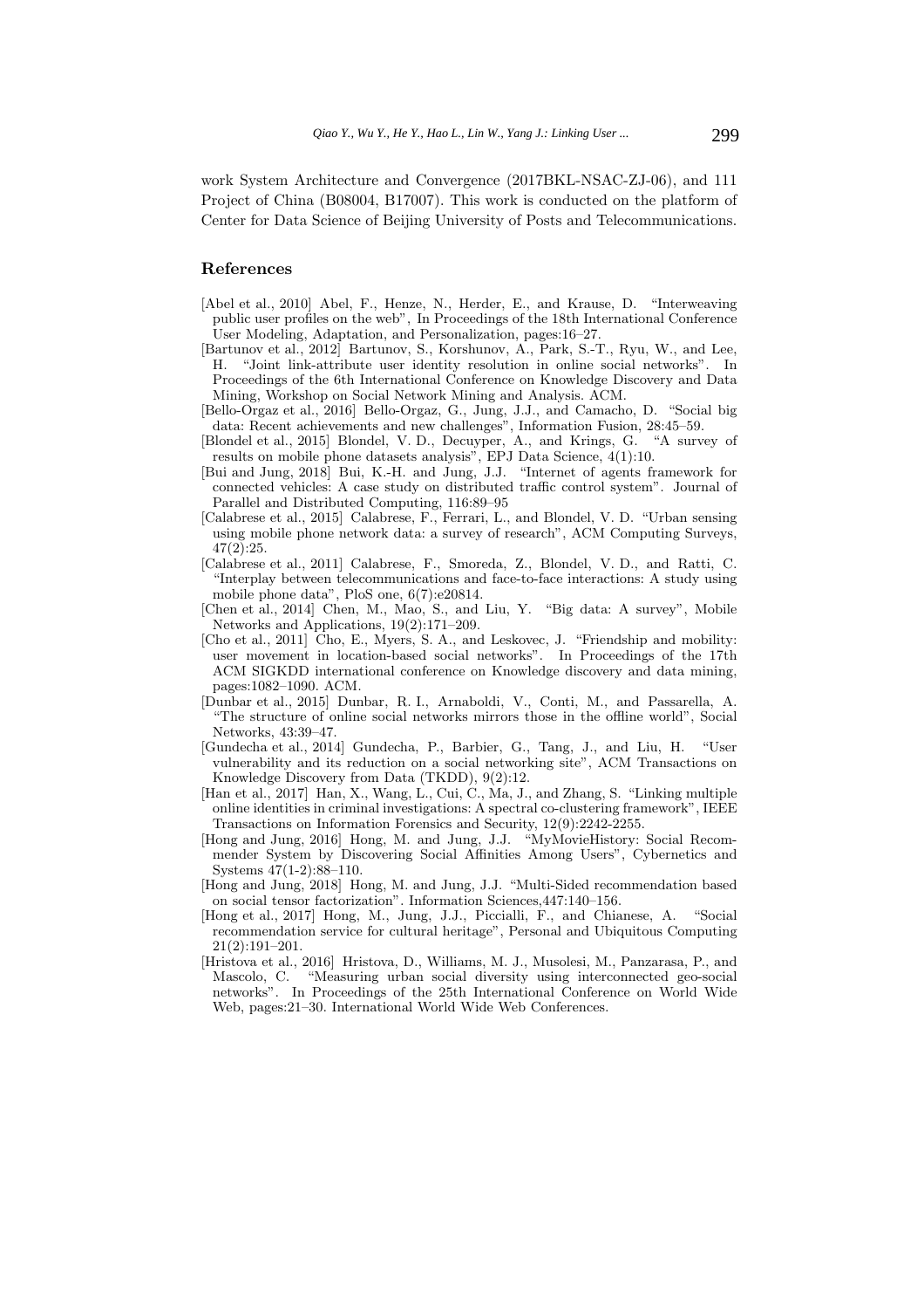work System Architecture and Convergence (2017BKL-NSAC-ZJ-06), and 111 Project of China (B08004, B17007). This work is conducted on the platform of Center for Data Science of Beijing University of Posts and Telecommunications.

## References

[Abel et al., 2010] Abel, F., Henze, N., Herder, E., and Krause, D. "Interweaving public user profiles on the web", In Proceedings of the 18th International Conference User Modeling, Adaptation, and Personalization, pages:16–27.

[Bartunov et al., 2012] Bartunov, S., Korshunov, A., Park, S.-T., Ryu, W., and Lee, H. "Joint link-attribute user identity resolution in online social networks". In Proceedings of the 6th International Conference on Knowledge Discovery and Data Mining, Workshop on Social Network Mining and Analysis. ACM.

[Bello-Orgaz et al., 2016] Bello-Orgaz, G., Jung, J.J., and Camacho, D. "Social big data: Recent achievements and new challenges", Information Fusion, 28:45–59.

[Blondel et al., 2015] Blondel, V. D., Decuyper, A., and Krings, G. "A survey of results on mobile phone datasets analysis", EPJ Data Science, 4(1):10.

[Bui and Jung, 2018] Bui, K.-H. and Jung, J.J. "Internet of agents framework for connected vehicles: A case study on distributed traffic control system". Journal of Parallel and Distributed Computing, 116:89–95

[Calabrese et al., 2015] Calabrese, F., Ferrari, L., and Blondel, V. D. "Urban sensing using mobile phone network data: a survey of research", ACM Computing Surveys, 47(2):25.

[Calabrese et al., 2011] Calabrese, F., Smoreda, Z., Blondel, V. D., and Ratti, C. "Interplay between telecommunications and face-to-face interactions: A study using mobile phone data", PloS one, 6(7):e20814.

[Chen et al., 2014] Chen, M., Mao, S., and Liu, Y. "Big data: A survey", Mobile Networks and Applications, 19(2):171–209.

[Cho et al., 2011] Cho, E., Myers, S. A., and Leskovec, J. "Friendship and mobility: user movement in location-based social networks". In Proceedings of the 17th ACM SIGKDD international conference on Knowledge discovery and data mining, pages:1082–1090. ACM.

[Dunbar et al., 2015] Dunbar, R. I., Arnaboldi, V., Conti, M., and Passarella, A. "The structure of online social networks mirrors those in the offline world", Social Networks, 43:39–47.

[Gundecha et al., 2014] Gundecha, P., Barbier, G., Tang, J., and Liu, H. "User vulnerability and its reduction on a social networking site", ACM Transactions on Knowledge Discovery from Data (TKDD), 9(2):12.

[Han et al., 2017] Han, X., Wang, L., Cui, C., Ma, J., and Zhang, S. "Linking multiple online identities in criminal investigations: A spectral co-clustering framework", IEEE Transactions on Information Forensics and Security, 12(9):2242-2255.

[Hong and Jung, 2016] Hong, M. and Jung, J.J. "MyMovieHistory: Social Recommender System by Discovering Social Affinities Among Users", Cybernetics and Systems 47(1-2):88–110.

[Hong and Jung, 2018] Hong, M. and Jung, J.J. "Multi-Sided recommendation based on social tensor factorization". Information Sciences,447:140–156.

[Hong et al., 2017] Hong, M., Jung, J.J., Piccialli, F., and Chianese, A. "Social recommendation service for cultural heritage", Personal and Ubiquitous Computing 21(2):191–201.

[Hristova et al., 2016] Hristova, D., Williams, M. J., Musolesi, M., Panzarasa, P., and Mascolo, C. "Measuring urban social diversity using interconnected geo-social networks". In Proceedings of the 25th International Conference on World Wide Web, pages:21–30. International World Wide Web Conferences.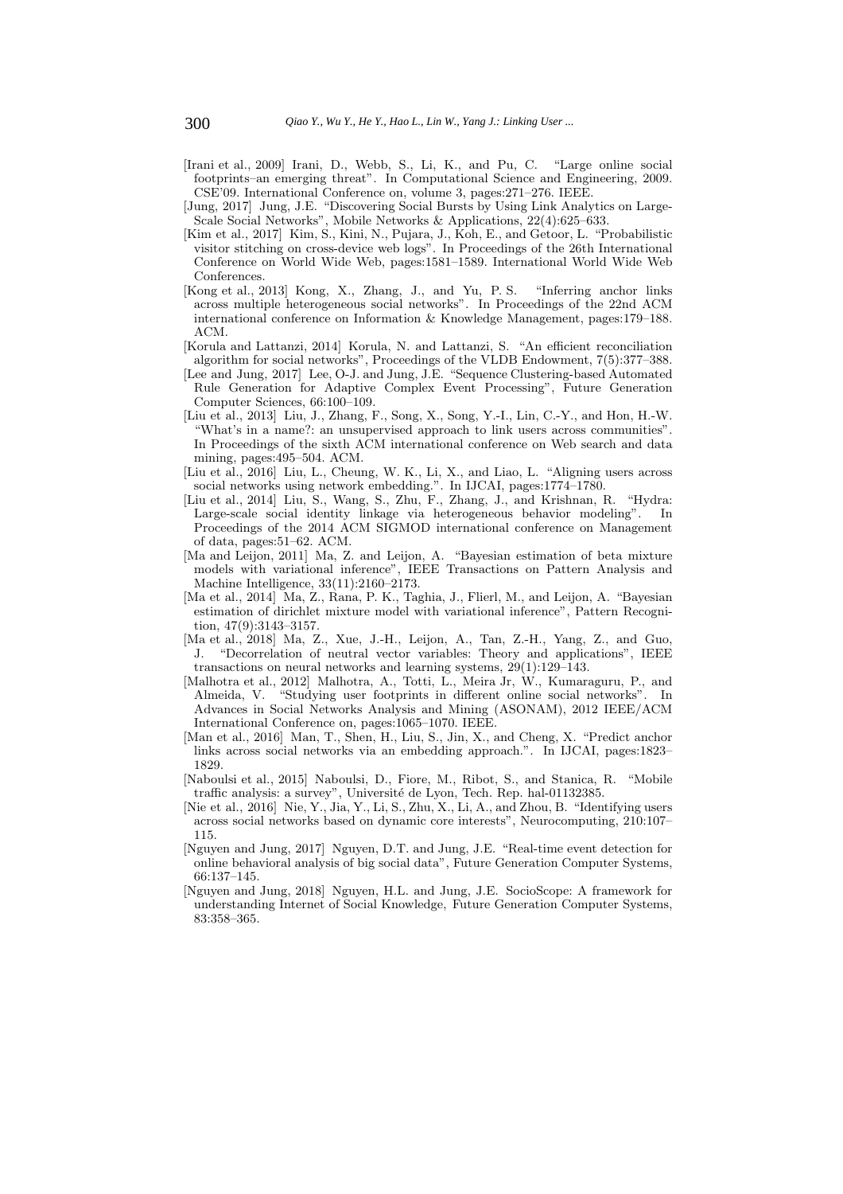[Irani et al., 2009] Irani, D., Webb, S., Li, K., and Pu, C. "Large online social footprints–an emerging threat". In Computational Science and Engineering, 2009. CSE'09. International Conference on, volume 3, pages:271–276. IEEE.

[Jung, 2017] Jung, J.E. "Discovering Social Bursts by Using Link Analytics on Large-Scale Social Networks", Mobile Networks & Applications, 22(4):625–633.

[Kim et al., 2017] Kim, S., Kini, N., Pujara, J., Koh, E., and Getoor, L. "Probabilistic visitor stitching on cross-device web logs". In Proceedings of the 26th International Conference on World Wide Web, pages:1581–1589. International World Wide Web Conferences.

[Kong et al., 2013] Kong, X., Zhang, J., and Yu, P. S. "Inferring anchor links across multiple heterogeneous social networks". In Proceedings of the 22nd ACM international conference on Information & Knowledge Management, pages:179–188. ACM.

[Korula and Lattanzi, 2014] Korula, N. and Lattanzi, S. "An efficient reconciliation algorithm for social networks", Proceedings of the VLDB Endowment, 7(5):377–388.

[Lee and Jung, 2017] Lee, O-J. and Jung, J.E. "Sequence Clustering-based Automated Rule Generation for Adaptive Complex Event Processing", Future Generation Computer Sciences, 66:100–109.

[Liu et al., 2013] Liu, J., Zhang, F., Song, X., Song, Y.-I., Lin, C.-Y., and Hon, H.-W. "What's in a name?: an unsupervised approach to link users across communities". In Proceedings of the sixth ACM international conference on Web search and data mining, pages:495–504. ACM.

[Liu et al., 2016] Liu, L., Cheung, W. K., Li, X., and Liao, L. "Aligning users across social networks using network embedding.". In IJCAI, pages:1774–1780.

[Liu et al., 2014] Liu, S., Wang, S., Zhu, F., Zhang, J., and Krishnan, R. "Hydra: Large-scale social identity linkage via heterogeneous behavior modeling". In Proceedings of the 2014 ACM SIGMOD international conference on Management of data, pages:51–62. ACM.

[Ma and Leijon, 2011] Ma, Z. and Leijon, A. "Bayesian estimation of beta mixture models with variational inference", IEEE Transactions on Pattern Analysis and Machine Intelligence, 33(11):2160–2173.

[Ma et al., 2014] Ma, Z., Rana, P. K., Taghia, J., Flierl, M., and Leijon, A. "Bayesian estimation of dirichlet mixture model with variational inference", Pattern Recognition, 47(9):3143–3157.

[Ma et al., 2018] Ma, Z., Xue, J.-H., Leijon, A., Tan, Z.-H., Yang, Z., and Guo, J. "Decorrelation of neutral vector variables: Theory and applications", IEEE transactions on neural networks and learning systems, 29(1):129–143.

[Malhotra et al., 2012] Malhotra, A., Totti, L., Meira Jr, W., Kumaraguru, P., and Almeida, V. "Studying user footprints in different online social networks". In Advances in Social Networks Analysis and Mining (ASONAM), 2012 IEEE/ACM International Conference on, pages:1065–1070. IEEE.

[Man et al., 2016] Man, T., Shen, H., Liu, S., Jin, X., and Cheng, X. "Predict anchor links across social networks via an embedding approach.". In IJCAI, pages:1823–1829.

[Naboulsi et al., 2015] Naboulsi, D., Fiore, M., Ribot, S., and Stanica, R. "Mobile traffic analysis: a survey", Université de Lyon, Tech. Rep. hal-01132385.

[Nie et al., 2016] Nie, Y., Jia, Y., Li, S., Zhu, X., Li, A., and Zhou, B. "Identifying users across social networks based on dynamic core interests", Neurocomputing, 210:107–115.

[Nguyen and Jung, 2017] Nguyen, D.T. and Jung, J.E. "Real-time event detection for online behavioral analysis of big social data", Future Generation Computer Systems, 66:137–145.

[Nguyen and Jung, 2018] Nguyen, H.L. and Jung, J.E. SocioScope: A framework for understanding Internet of Social Knowledge, Future Generation Computer Systems, 83:358–365.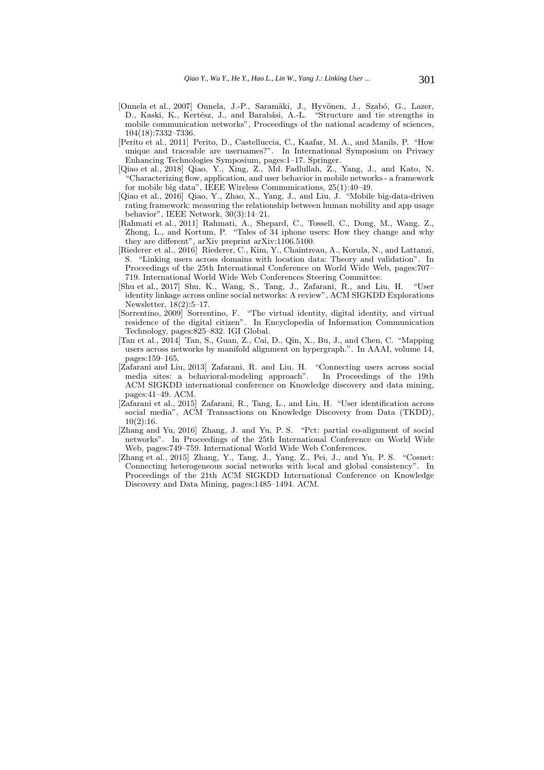[Onnela et al., 2007] Onnela, J.-P., Saramäki, J., Hyvönen, J., Szabó, G., Lazer, D., Kaski, K., Kertész, J., and Barabási, A.-L. "Structure and tie strengths in mobile communication networks", Proceedings of the national academy of sciences, 104(18):7332–7336.

[Perito et al., 2011] Perito, D., Castelluccia, C., Kaafar, M. A., and Manils, P. "How unique and traceable are usernames?". In International Symposium on Privacy Enhancing Technologies Symposium, pages:1–17. Springer.

[Qiao et al., 2018] Qiao, Y., Xing, Z., Md. Fadlullah, Z., Yang, J., and Kato, N. "Characterizing flow, application, and user behavior in mobile networks - a framework for mobile big data", IEEE Wireless Communications, 25(1):40–49.

[Qiao et al., 2016] Qiao, Y., Zhao, X., Yang, J., and Liu, J. "Mobile big-data-driven rating framework: measuring the relationship between human mobility and app usage behavior", IEEE Network, 30(3):14–21.

[Rahmati et al., 2011] Rahmati, A., Shepard, C., Tossell, C., Dong, M., Wang, Z., Zhong, L., and Kortum, P. "Tales of 34 iphone users: How they change and why they are different", arXiv preprint arXiv:1106.5100.

[Riederer et al., 2016] Riederer, C., Kim, Y., Chaintreau, A., Korula, N., and Lattanzi, S. "Linking users across domains with location data: Theory and validation". In Proceedings of the 25th International Conference on World Wide Web, pages:707–719. International World Wide Web Conferences Steering Committee.

[Shu et al., 2017] Shu, K., Wang, S., Tang, J., Zafarani, R., and Liu, H. "User identity linkage across online social networks: A review", ACM SIGKDD Explorations Newsletter, 18(2):5–17.

[Sorrentino, 2009] Sorrentino, F. "The virtual identity, digital identity, and virtual residence of the digital citizen". In Encyclopedia of Information Communication Technology, pages:825–832. IGI Global.

[Tan et al., 2014] Tan, S., Guan, Z., Cai, D., Qin, X., Bu, J., and Chen, C. "Mapping users across networks by manifold alignment on hypergraph.". In AAAI, volume 14, pages:159–165.

[Zafarani and Liu, 2013] Zafarani, R. and Liu, H. "Connecting users across social media sites: a behavioral-modeling approach". In Proceedings of the 19th ACM SIGKDD international conference on Knowledge discovery and data mining, pages:41–49. ACM.

[Zafarani et al., 2015] Zafarani, R., Tang, L., and Liu, H. "User identification across social media", ACM Transactions on Knowledge Discovery from Data (TKDD), 10(2):16.

[Zhang and Yu, 2016] Zhang, J. and Yu, P. S. "Pct: partial co-alignment of social networks". In Proceedings of the 25th International Conference on World Wide Web, pages:749–759. International World Wide Web Conferences.

[Zhang et al., 2015] Zhang, Y., Tang, J., Yang, Z., Pei, J., and Yu, P. S. "Cosnet: Connecting heterogeneous social networks with local and global consistency". In Proceedings of the 21th ACM SIGKDD International Conference on Knowledge Discovery and Data Mining, pages:1485–1494. ACM.